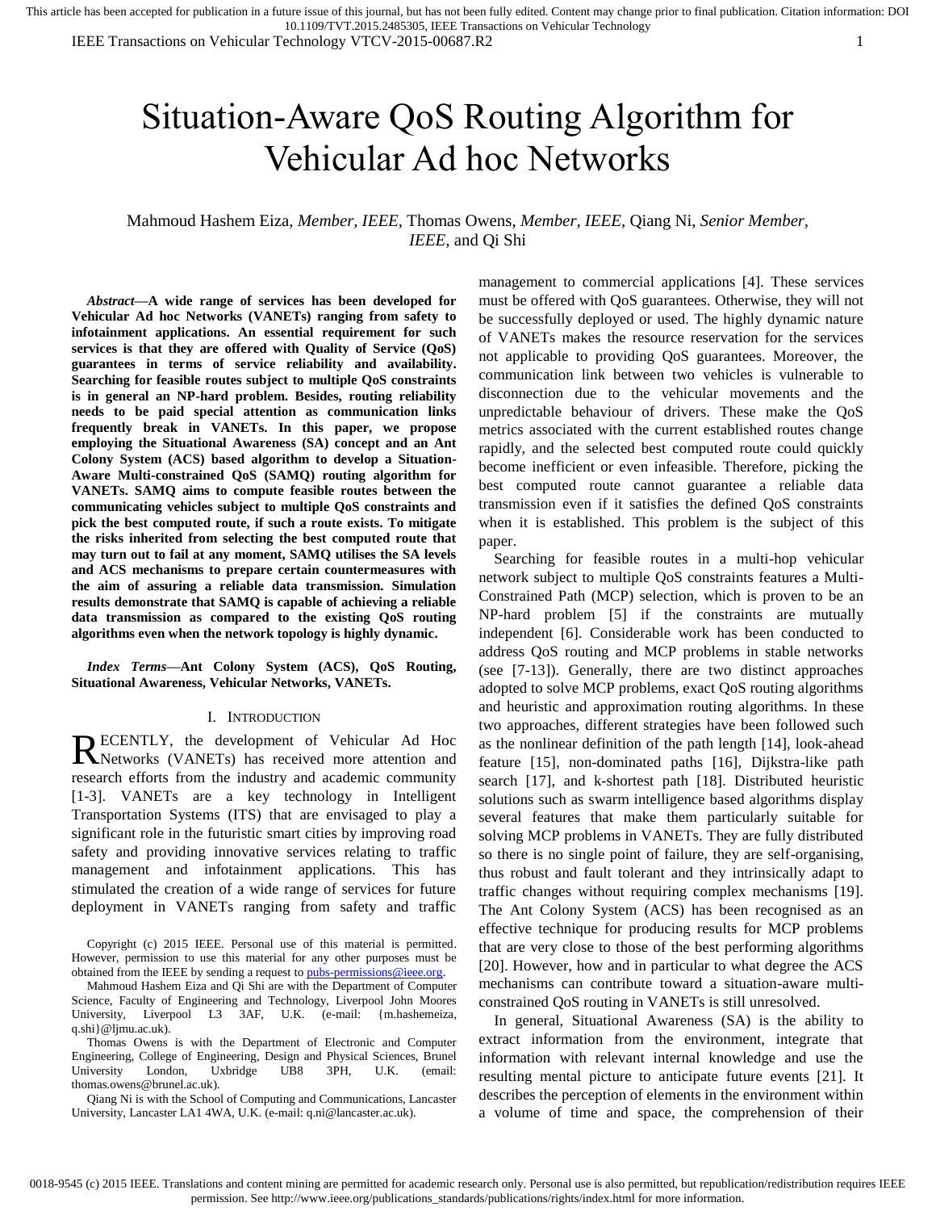# Situation-Aware QoS Routing Algorithm for Vehicular Ad hoc Networks

Mahmoud Hashem Eiza, *Member, IEEE*, Thomas Owens, *Member, IEEE*, Qiang Ni, *Senior Member, IEEE*, and Qi Shi

***Abstract*—A wide range of services has been developed for Vehicular Ad hoc Networks (VANETs) ranging from safety to infotainment applications. An essential requirement for such services is that they are offered with Quality of Service (QoS) guarantees in terms of service reliability and availability. Searching for feasible routes subject to multiple QoS constraints is in general an NP-hard problem. Besides, routing reliability needs to be paid special attention as communication links frequently break in VANETs. In this paper, we propose employing the Situational Awareness (SA) concept and an Ant Colony System (ACS) based algorithm to develop a Situation-Aware Multi-constrained QoS (SAMQ) routing algorithm for VANETs. SAMQ aims to compute feasible routes between the communicating vehicles subject to multiple QoS constraints and pick the best computed route, if such a route exists. To mitigate the risks inherited from selecting the best computed route that may turn out to fail at any moment, SAMQ utilises the SA levels and ACS mechanisms to prepare certain countermeasures with the aim of assuring a reliable data transmission. Simulation results demonstrate that SAMQ is capable of achieving a reliable data transmission as compared to the existing QoS routing algorithms even when the network topology is highly dynamic.**

***Index Terms*—Ant Colony System (ACS), QoS Routing, Situational Awareness, Vehicular Networks, VANETs.**

## I. Introduction

Recently, the development of Vehicular Ad Hoc Networks (VANETs) has received more attention and research efforts from the industry and academic community [1-3]. VANETs are a key technology in Intelligent Transportation Systems (ITS) that are envisaged to play a significant role in the futuristic smart cities by improving road safety and providing innovative services relating to traffic management and infotainment applications. This has stimulated the creation of a wide range of services for future deployment in VANETs ranging from safety and traffic management to commercial applications [4]. These services must be offered with QoS guarantees. Otherwise, they will not be successfully deployed or used. The highly dynamic nature of VANETs makes the resource reservation for the services not applicable to providing QoS guarantees. Moreover, the communication link between two vehicles is vulnerable to disconnection due to the vehicular movements and the unpredictable behaviour of drivers. These make the QoS metrics associated with the current established routes change rapidly, and the selected best computed route could quickly become inefficient or even infeasible. Therefore, picking the best computed route cannot guarantee a reliable data transmission even if it satisfies the defined QoS constraints when it is established. This problem is the subject of this paper.

Searching for feasible routes in a multi-hop vehicular network subject to multiple QoS constraints features a Multi-Constrained Path (MCP) selection, which is proven to be an NP-hard problem [5] if the constraints are mutually independent [6]. Considerable work has been conducted to address QoS routing and MCP problems in stable networks (see [7-13]). Generally, there are two distinct approaches adopted to solve MCP problems, exact QoS routing algorithms and heuristic and approximation routing algorithms. In these two approaches, different strategies have been followed such as the nonlinear definition of the path length [14], look-ahead feature [15], non-dominated paths [16], Dijkstra-like path search [17], and k-shortest path [18]. Distributed heuristic solutions such as swarm intelligence based algorithms display several features that make them particularly suitable for solving MCP problems in VANETs. They are fully distributed so there is no single point of failure, they are self-organising, thus robust and fault tolerant and they intrinsically adapt to traffic changes without requiring complex mechanisms [19]. The Ant Colony System (ACS) has been recognised as an effective technique for producing results for MCP problems that are very close to those of the best performing algorithms [20]. However, how and in particular to what degree the ACS mechanisms can contribute toward a situation-aware multi-constrained QoS routing in VANETs is still unresolved.

In general, Situational Awareness (SA) is the ability to extract information from the environment, integrate that information with relevant internal knowledge and use the resulting mental picture to anticipate future events [21]. It describes the perception of elements in the environment within a volume of time and space, the comprehension of their

Copyright (c) 2015 IEEE. Personal use of this material is permitted. However, permission to use this material for any other purposes must be obtained from the IEEE by sending a request to pubs-permissions@ieee.org.

Mahmoud Hashem Eiza and Qi Shi are with the Department of Computer Science, Faculty of Engineering and Technology, Liverpool John Moores University, Liverpool L3 3AF, U.K. (e-mail: {m.hashemeiza, q.shi}@ljmu.ac.uk).

Thomas Owens is with the Department of Electronic and Computer Engineering, College of Engineering, Design and Physical Sciences, Brunel University London, Uxbridge UB8 3PH, U.K. (email: thomas.owens@brunel.ac.uk).

Qiang Ni is with the School of Computing and Communications, Lancaster University, Lancaster LA1 4WA, U.K. (e-mail: q.ni@lancaster.ac.uk).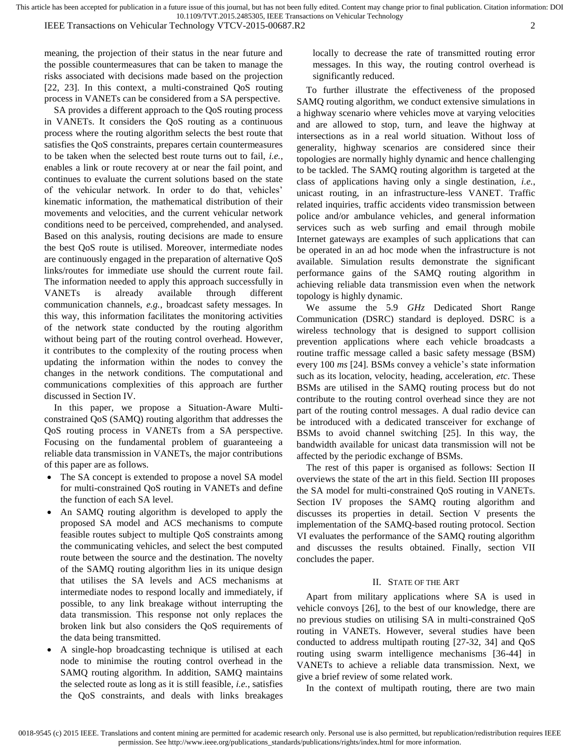meaning, the projection of their status in the near future and the possible countermeasures that can be taken to manage the risks associated with decisions made based on the projection [22, 23]. In this context, a multi-constrained QoS routing process in VANETs can be considered from a SA perspective.

SA provides a different approach to the QoS routing process in VANETs. It considers the QoS routing as a continuous process where the routing algorithm selects the best route that satisfies the QoS constraints, prepares certain countermeasures to be taken when the selected best route turns out to fail, *i.e.*, enables a link or route recovery at or near the fail point, and continues to evaluate the current solutions based on the state of the vehicular network. In order to do that, vehicles' kinematic information, the mathematical distribution of their movements and velocities, and the current vehicular network conditions need to be perceived, comprehended, and analysed. Based on this analysis, routing decisions are made to ensure the best QoS route is utilised. Moreover, intermediate nodes are continuously engaged in the preparation of alternative QoS links/routes for immediate use should the current route fail. The information needed to apply this approach successfully in VANETs is already available through different communication channels, *e.g.*, broadcast safety messages. In this way, this information facilitates the monitoring activities of the network state conducted by the routing algorithm without being part of the routing control overhead. However, it contributes to the complexity of the routing process when updating the information within the nodes to convey the changes in the network conditions. The computational and communications complexities of this approach are further discussed in Section IV.

In this paper, we propose a Situation-Aware Multi-constrained QoS (SAMQ) routing algorithm that addresses the QoS routing process in VANETs from a SA perspective. Focusing on the fundamental problem of guaranteeing a reliable data transmission in VANETs, the major contributions of this paper are as follows.

- The SA concept is extended to propose a novel SA model for multi-constrained QoS routing in VANETs and define the function of each SA level.
- An SAMQ routing algorithm is developed to apply the proposed SA model and ACS mechanisms to compute feasible routes subject to multiple QoS constraints among the communicating vehicles, and select the best computed route between the source and the destination. The novelty of the SAMQ routing algorithm lies in its unique design that utilises the SA levels and ACS mechanisms at intermediate nodes to respond locally and immediately, if possible, to any link breakage without interrupting the data transmission. This response not only replaces the broken link but also considers the QoS requirements of the data being transmitted.
- A single-hop broadcasting technique is utilised at each node to minimise the routing control overhead in the SAMQ routing algorithm. In addition, SAMQ maintains the selected route as long as it is still feasible, *i.e.*, satisfies the QoS constraints, and deals with links breakages locally to decrease the rate of transmitted routing error messages. In this way, the routing control overhead is significantly reduced.

To further illustrate the effectiveness of the proposed SAMQ routing algorithm, we conduct extensive simulations in a highway scenario where vehicles move at varying velocities and are allowed to stop, turn, and leave the highway at intersections as in a real world situation. Without loss of generality, highway scenarios are considered since their topologies are normally highly dynamic and hence challenging to be tackled. The SAMQ routing algorithm is targeted at the class of applications having only a single destination, *i.e.*, unicast routing, in an infrastructure-less VANET. Traffic related inquiries, traffic accidents video transmission between police and/or ambulance vehicles, and general information services such as web surfing and email through mobile Internet gateways are examples of such applications that can be operated in an ad hoc mode when the infrastructure is not available. Simulation results demonstrate the significant performance gains of the SAMQ routing algorithm in achieving reliable data transmission even when the network topology is highly dynamic.

We assume the 5.9 *GHz* Dedicated Short Range Communication (DSRC) standard is deployed. DSRC is a wireless technology that is designed to support collision prevention applications where each vehicle broadcasts a routine traffic message called a basic safety message (BSM) every 100 *ms* [24]. BSMs convey a vehicle's state information such as its location, velocity, heading, acceleration, *etc*. These BSMs are utilised in the SAMQ routing process but do not contribute to the routing control overhead since they are not part of the routing control messages. A dual radio device can be introduced with a dedicated transceiver for exchange of BSMs to avoid channel switching [25]. In this way, the bandwidth available for unicast data transmission will not be affected by the periodic exchange of BSMs.

The rest of this paper is organised as follows: Section II overviews the state of the art in this field. Section III proposes the SA model for multi-constrained QoS routing in VANETs. Section IV proposes the SAMQ routing algorithm and discusses its properties in detail. Section V presents the implementation of the SAMQ-based routing protocol. Section VI evaluates the performance of the SAMQ routing algorithm and discusses the results obtained. Finally, section VII concludes the paper.

## II. State of the Art

Apart from military applications where SA is used in vehicle convoys [26], to the best of our knowledge, there are no previous studies on utilising SA in multi-constrained QoS routing in VANETs. However, several studies have been conducted to address multipath routing [27-32, 34] and QoS routing using swarm intelligence mechanisms [36-44] in VANETs to achieve a reliable data transmission. Next, we give a brief review of some related work.

In the context of multipath routing, there are two main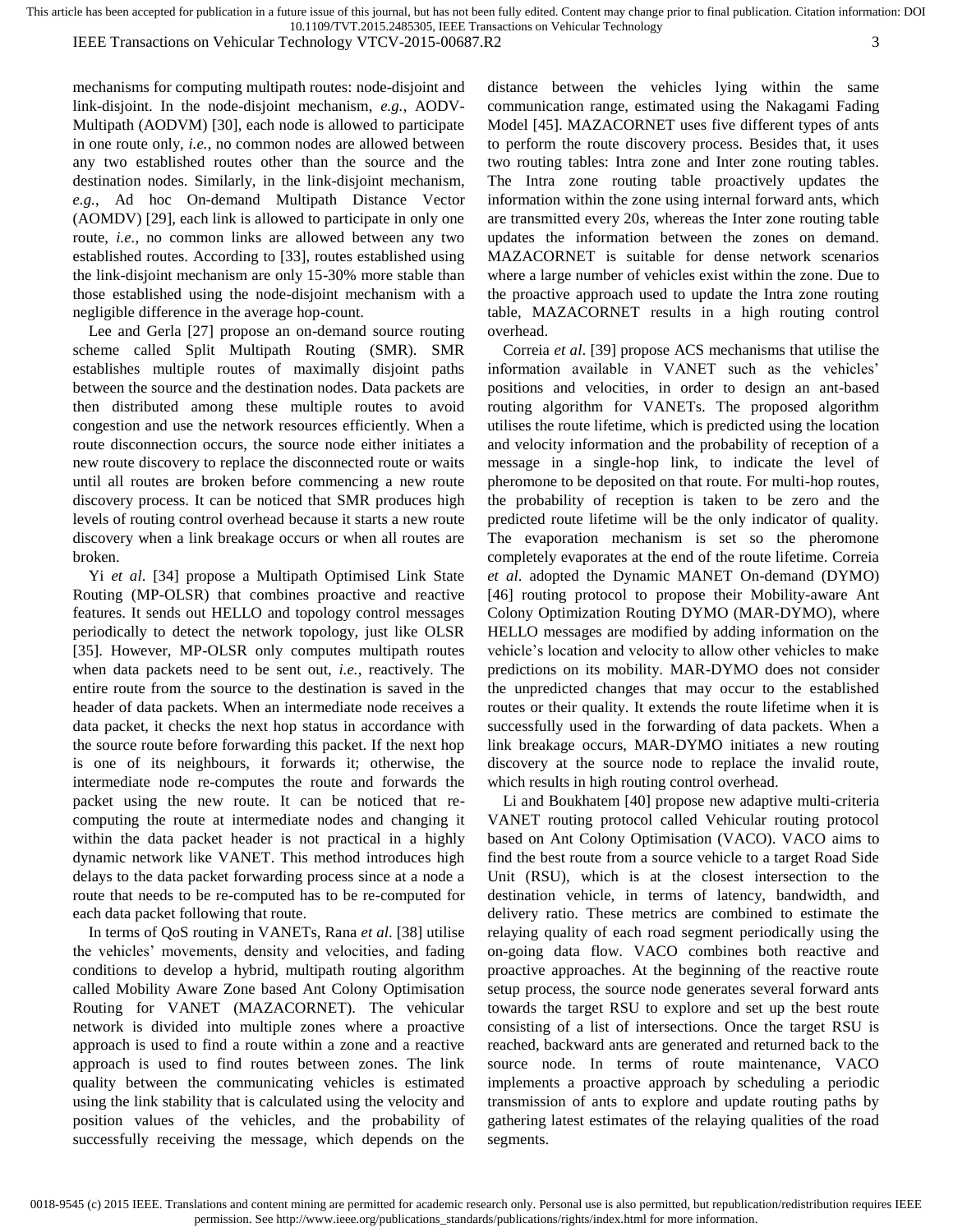mechanisms for computing multipath routes: node-disjoint and link-disjoint. In the node-disjoint mechanism, *e.g.*, AODV-Multipath (AODVM) [30], each node is allowed to participate in one route only, *i.e.*, no common nodes are allowed between any two established routes other than the source and the destination nodes. Similarly, in the link-disjoint mechanism, *e.g.*, Ad hoc On-demand Multipath Distance Vector (AOMDV) [29], each link is allowed to participate in only one route, *i.e.*, no common links are allowed between any two established routes. According to [33], routes established using the link-disjoint mechanism are only 15-30% more stable than those established using the node-disjoint mechanism with a negligible difference in the average hop-count.

Lee and Gerla [27] propose an on-demand source routing scheme called Split Multipath Routing (SMR). SMR establishes multiple routes of maximally disjoint paths between the source and the destination nodes. Data packets are then distributed among these multiple routes to avoid congestion and use the network resources efficiently. When a route disconnection occurs, the source node either initiates a new route discovery to replace the disconnected route or waits until all routes are broken before commencing a new route discovery process. It can be noticed that SMR produces high levels of routing control overhead because it starts a new route discovery when a link breakage occurs or when all routes are broken.

Yi *et al*. [34] propose a Multipath Optimised Link State Routing (MP-OLSR) that combines proactive and reactive features. It sends out HELLO and topology control messages periodically to detect the network topology, just like OLSR [35]. However, MP-OLSR only computes multipath routes when data packets need to be sent out, *i.e.*, reactively. The entire route from the source to the destination is saved in the header of data packets. When an intermediate node receives a data packet, it checks the next hop status in accordance with the source route before forwarding this packet. If the next hop is one of its neighbours, it forwards it; otherwise, the intermediate node re-computes the route and forwards the packet using the new route. It can be noticed that re-computing the route at intermediate nodes and changing it within the data packet header is not practical in a highly dynamic network like VANET. This method introduces high delays to the data packet forwarding process since at a node a route that needs to be re-computed has to be re-computed for each data packet following that route.

In terms of QoS routing in VANETs, Rana *et al*. [38] utilise the vehicles' movements, density and velocities, and fading conditions to develop a hybrid, multipath routing algorithm called Mobility Aware Zone based Ant Colony Optimisation Routing for VANET (MAZACORNET). The vehicular network is divided into multiple zones where a proactive approach is used to find a route within a zone and a reactive approach is used to find routes between zones. The link quality between the communicating vehicles is estimated using the link stability that is calculated using the velocity and position values of the vehicles, and the probability of successfully receiving the message, which depends on the distance between the vehicles lying within the same communication range, estimated using the Nakagami Fading Model [45]. MAZACORNET uses five different types of ants to perform the route discovery process. Besides that, it uses two routing tables: Intra zone and Inter zone routing tables. The Intra zone routing table proactively updates the information within the zone using internal forward ants, which are transmitted every 20*s*, whereas the Inter zone routing table updates the information between the zones on demand. MAZACORNET is suitable for dense network scenarios where a large number of vehicles exist within the zone. Due to the proactive approach used to update the Intra zone routing table, MAZACORNET results in a high routing control overhead.

Correia *et al*. [39] propose ACS mechanisms that utilise the information available in VANET such as the vehicles' positions and velocities, in order to design an ant-based routing algorithm for VANETs. The proposed algorithm utilises the route lifetime, which is predicted using the location and velocity information and the probability of reception of a message in a single-hop link, to indicate the level of pheromone to be deposited on that route. For multi-hop routes, the probability of reception is taken to be zero and the predicted route lifetime will be the only indicator of quality. The evaporation mechanism is set so the pheromone completely evaporates at the end of the route lifetime. Correia *et al*. adopted the Dynamic MANET On-demand (DYMO) [46] routing protocol to propose their Mobility-aware Ant Colony Optimization Routing DYMO (MAR-DYMO), where HELLO messages are modified by adding information on the vehicle's location and velocity to allow other vehicles to make predictions on its mobility. MAR-DYMO does not consider the unpredicted changes that may occur to the established routes or their quality. It extends the route lifetime when it is successfully used in the forwarding of data packets. When a link breakage occurs, MAR-DYMO initiates a new routing discovery at the source node to replace the invalid route, which results in high routing control overhead.

Li and Boukhatem [40] propose new adaptive multi-criteria VANET routing protocol called Vehicular routing protocol based on Ant Colony Optimisation (VACO). VACO aims to find the best route from a source vehicle to a target Road Side Unit (RSU), which is at the closest intersection to the destination vehicle, in terms of latency, bandwidth, and delivery ratio. These metrics are combined to estimate the relaying quality of each road segment periodically using the on-going data flow. VACO combines both reactive and proactive approaches. At the beginning of the reactive route setup process, the source node generates several forward ants towards the target RSU to explore and set up the best route consisting of a list of intersections. Once the target RSU is reached, backward ants are generated and returned back to the source node. In terms of route maintenance, VACO implements a proactive approach by scheduling a periodic transmission of ants to explore and update routing paths by gathering latest estimates of the relaying qualities of the road segments.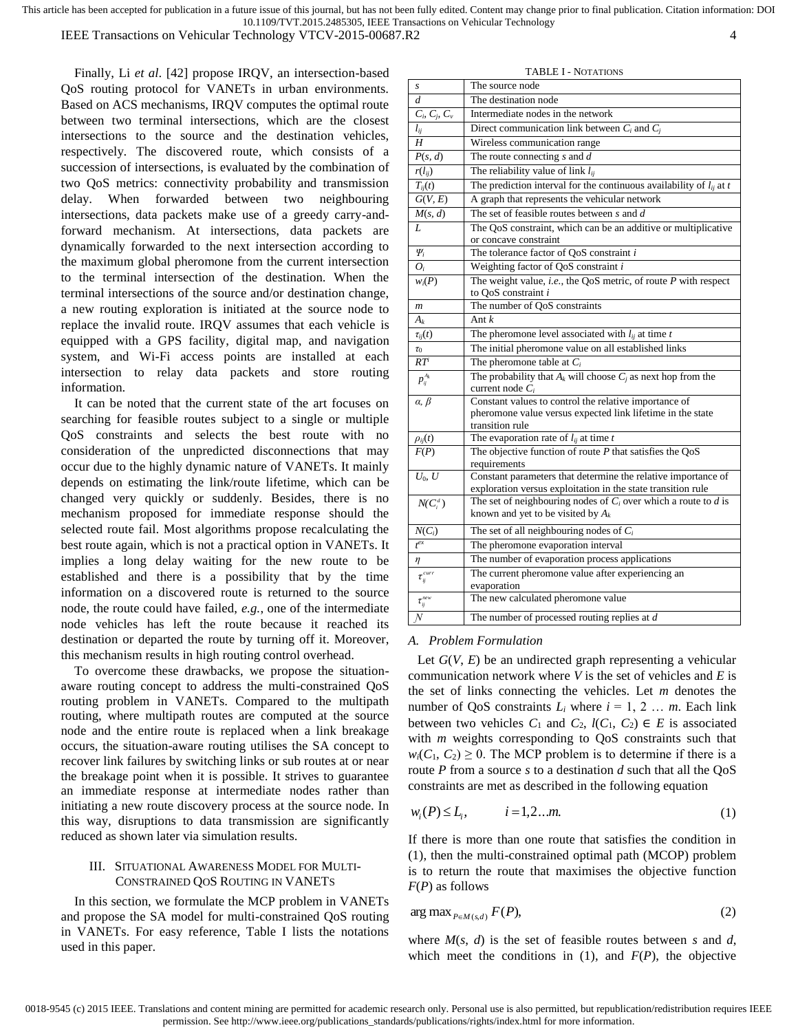Finally, Li *et al*. [42] propose IRQV, an intersection-based QoS routing protocol for VANETs in urban environments. Based on ACS mechanisms, IRQV computes the optimal route between two terminal intersections, which are the closest intersections to the source and the destination vehicles, respectively. The discovered route, which consists of a succession of intersections, is evaluated by the combination of two QoS metrics: connectivity probability and transmission delay. When forwarded between two neighbouring intersections, data packets make use of a greedy carry-and-forward mechanism. At intersections, data packets are dynamically forwarded to the next intersection according to the maximum global pheromone from the current intersection to the terminal intersection of the destination. When the terminal intersections of the source and/or destination change, a new routing exploration is initiated at the source node to replace the invalid route. IRQV assumes that each vehicle is equipped with a GPS facility, digital map, and navigation system, and Wi-Fi access points are installed at each intersection to relay data packets and store routing information.

It can be noted that the current state of the art focuses on searching for feasible routes subject to a single or multiple QoS constraints and selects the best route with no consideration of the unpredicted disconnections that may occur due to the highly dynamic nature of VANETs. It mainly depends on estimating the link/route lifetime, which can be changed very quickly or suddenly. Besides, there is no mechanism proposed for immediate response should the selected route fail. Most algorithms propose recalculating the best route again, which is not a practical option in VANETs. It implies a long delay waiting for the new route to be established and there is a possibility that by the time information on a discovered route is returned to the source node, the route could have failed, *e.g.*, one of the intermediate node vehicles has left the route because it reached its destination or departed the route by turning off it. Moreover, this mechanism results in high routing control overhead.

To overcome these drawbacks, we propose the situation-aware routing concept to address the multi-constrained QoS routing problem in VANETs. Compared to the multipath routing, where multipath routes are computed at the source node and the entire route is replaced when a link breakage occurs, the situation-aware routing utilises the SA concept to recover link failures by switching links or sub routes at or near the breakage point when it is possible. It strives to guarantee an immediate response at intermediate nodes rather than initiating a new route discovery process at the source node. In this way, disruptions to data transmission are significantly reduced as shown later via simulation results.

## III. Situational Awareness Model for Multi-Constrained QoS Routing in VANETs

In this section, we formulate the MCP problem in VANETs and propose the SA model for multi-constrained QoS routing in VANETs. For easy reference, Table I lists the notations used in this paper.

TABLE I - Notations

| | |
|---|---|
| $s$ | The source node |
| $d$ | The destination node |
| $C_i$, $C_j$, $C_v$ | Intermediate nodes in the network |
| $l_{ij}$ | Direct communication link between $C_i$ and $C_j$ |
| $H$ | Wireless communication range |
| $P(s, d)$ | The route connecting $s$ and $d$ |
| $r(l_{ij})$ | The reliability value of link $l_{ij}$ |
| $T_{ij}(t)$ | The prediction interval for the continuous availability of $l_{ij}$ at $t$ |
| $G(V, E)$ | A graph that represents the vehicular network |
| $M(s, d)$ | The set of feasible routes between $s$ and $d$ |
| $L$ | The QoS constraint, which can be an additive or multiplicative or concave constraint |
| $\Psi_i$ | The tolerance factor of QoS constraint $i$ |
| $O_i$ | Weighting factor of QoS constraint $i$ |
| $w_i(P)$ | The weight value, *i.e.*, the QoS metric, of route $P$ with respect to QoS constraint $i$ |
| $m$ | The number of QoS constraints |
| $A_k$ | Ant $k$ |
| $\tau_{ij}(t)$ | The pheromone level associated with $l_{ij}$ at time $t$ |
| $\tau_0$ | The initial pheromone value on all established links |
| $RT^i$ | The pheromone table at $C_i$ |
| $p_{ij}^{A_k}$ | The probability that $A_k$ will choose $C_j$ as next hop from the current node $C_i$ |
| $\alpha$, $\beta$ | Constant values to control the relative importance of pheromone value versus expected link lifetime in the state transition rule |
| $\rho_{ij}(t)$ | The evaporation rate of $l_{ij}$ at time $t$ |
| $F(P)$ | The objective function of route $P$ that satisfies the QoS requirements |
| $U_0$, $U$ | Constant parameters that determine the relative importance of exploration versus exploitation in the state transition rule |
| $N(C_i^d)$ | The set of neighbouring nodes of $C_i$ over which a route to $d$ is known and yet to be visited by $A_k$ |
| $N(C_i)$ | The set of all neighbouring nodes of $C_i$ |
| $t^{ex}$ | The pheromone evaporation interval |
| $\eta$ | The number of evaporation process applications |
| $\tau_{ij}^{curr}$ | The current pheromone value after experiencing an evaporation |
| $\tau_{ij}^{new}$ | The new calculated pheromone value |
| $N$ | The number of processed routing replies at $d$ |

### A. Problem Formulation

Let $G(V, E)$ be an undirected graph representing a vehicular communication network where $V$ is the set of vehicles and $E$ is the set of links connecting the vehicles. Let $m$ denotes the number of QoS constraints $L_i$ where $i = 1, 2 \ldots m$. Each link between two vehicles $C_1$ and $C_2$, $l(C_1, C_2) \in E$ is associated with $m$ weights corresponding to QoS constraints such that $w_i(C_1, C_2) \geq 0$. The MCP problem is to determine if there is a route $P$ from a source $s$ to a destination $d$ such that all the QoS constraints are met as described in the following equation

$$w_i(P) \leq L_i, \qquad i = 1,2 \ldots m. \tag{1}$$

If there is more than one route that satisfies the condition in (1), then the multi-constrained optimal path (MCOP) problem is to return the route that maximises the objective function $F(P)$ as follows

$$\arg\max_{P \in M(s,d)} F(P), \tag{2}$$

where $M(s, d)$ is the set of feasible routes between $s$ and $d$, which meet the conditions in (1), and $F(P)$, the objective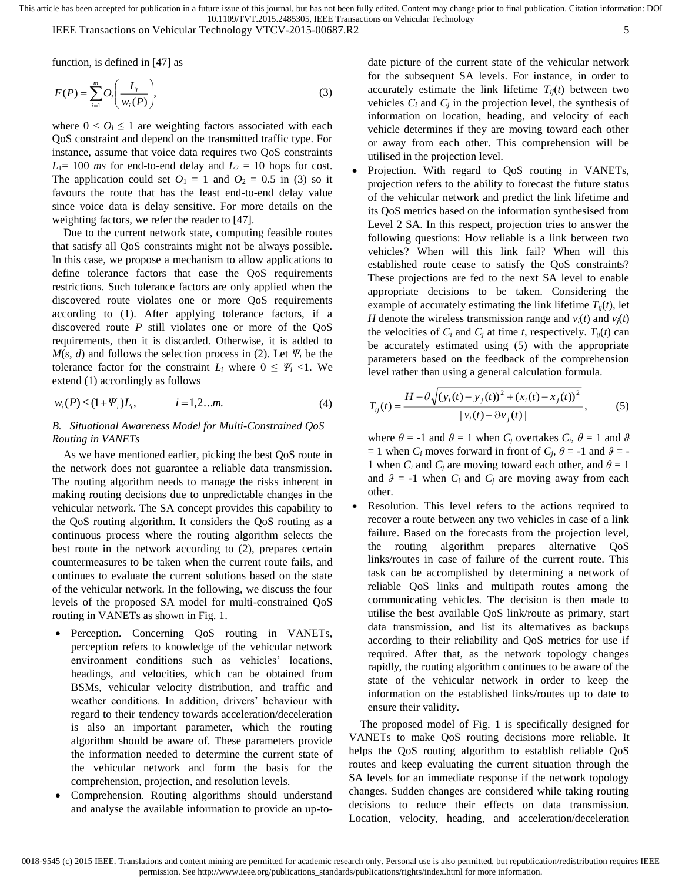function, is defined in [47] as

$$F(P)=\sum_{i=1}^{m} O_i\left(\frac{L_i}{w_i(P)}\right), \tag{3}$$

where $0 < O_i \leq 1$ are weighting factors associated with each QoS constraint and depend on the transmitted traffic type. For instance, assume that voice data requires two QoS constraints $L_1$= 100 *ms* for end-to-end delay and $L_2$ = 10 hops for cost. The application could set $O_1$ = 1 and $O_2$ = 0.5 in (3) so it favours the route that has the least end-to-end delay value since voice data is delay sensitive. For more details on the weighting factors, we refer the reader to [47].

Due to the current network state, computing feasible routes that satisfy all QoS constraints might not be always possible. In this case, we propose a mechanism to allow applications to define tolerance factors that ease the QoS requirements restrictions. Such tolerance factors are only applied when the discovered route violates one or more QoS requirements according to (1). After applying tolerance factors, if a discovered route $P$ still violates one or more of the QoS requirements, then it is discarded. Otherwise, it is added to $M(s, d)$ and follows the selection process in (2). Let $\Psi_i$ be the tolerance factor for the constraint $L_i$ where $0 \leq \Psi_i < 1$. We extend (1) accordingly as follows

$$w_i(P) \leq (1+\Psi_i)L_i, \qquad i=1,2\ldots m. \tag{4}$$

### B. Situational Awareness Model for Multi-Constrained QoS Routing in VANETs

As we have mentioned earlier, picking the best QoS route in the network does not guarantee a reliable data transmission. The routing algorithm needs to manage the risks inherent in making routing decisions due to unpredictable changes in the vehicular network. The SA concept provides this capability to the QoS routing algorithm. It considers the QoS routing as a continuous process where the routing algorithm selects the best route in the network according to (2), prepares certain countermeasures to be taken when the current route fails, and continues to evaluate the current solutions based on the state of the vehicular network. In the following, we discuss the four levels of the proposed SA model for multi-constrained QoS routing in VANETs as shown in Fig. 1.

- Perception. Concerning QoS routing in VANETs, perception refers to knowledge of the vehicular network environment conditions such as vehicles' locations, headings, and velocities, which can be obtained from BSMs, vehicular velocity distribution, and traffic and weather conditions. In addition, drivers' behaviour with regard to their tendency towards acceleration/deceleration is also an important parameter, which the routing algorithm should be aware of. These parameters provide the information needed to determine the current state of the vehicular network and form the basis for the comprehension, projection, and resolution levels.
- Comprehension. Routing algorithms should understand and analyse the available information to provide an up-to-date picture of the current state of the vehicular network for the subsequent SA levels. For instance, in order to accurately estimate the link lifetime $T_{ij}(t)$ between two vehicles $C_i$ and $C_j$ in the projection level, the synthesis of information on location, heading, and velocity of each vehicle determines if they are moving toward each other or away from each other. This comprehension will be utilised in the projection level.
- Projection. With regard to QoS routing in VANETs, projection refers to the ability to forecast the future status of the vehicular network and predict the link lifetime and its QoS metrics based on the information synthesised from Level 2 SA. In this respect, projection tries to answer the following questions: How reliable is a link between two vehicles? When will this link fail? When will this established route cease to satisfy the QoS constraints? These projections are fed to the next SA level to enable appropriate decisions to be taken. Considering the example of accurately estimating the link lifetime $T_{ij}(t)$, let $H$ denote the wireless transmission range and $v_i(t)$ and $v_j(t)$ the velocities of $C_i$ and $C_j$ at time $t$, respectively. $T_{ij}(t)$ can be accurately estimated using (5) with the appropriate parameters based on the feedback of the comprehension level rather than using a general calculation formula.

$$T_{ij}(t)=\frac{H-\theta\sqrt{(y_i(t)-y_j(t))^2+(x_i(t)-x_j(t))^2}}{|v_i(t)-\vartheta v_j(t)|}, \tag{5}$$

  where $\theta$ = -1 and $\vartheta$ = 1 when $C_j$ overtakes $C_i$, $\theta$ = 1 and $\vartheta$ = 1 when $C_i$ moves forward in front of $C_j$, $\theta$ = -1 and $\vartheta$ = -1 when $C_i$ and $C_j$ are moving toward each other, and $\theta$ = 1 and $\vartheta$ = -1 when $C_i$ and $C_j$ are moving away from each other.
- Resolution. This level refers to the actions required to recover a route between any two vehicles in case of a link failure. Based on the forecasts from the projection level, the routing algorithm prepares alternative QoS links/routes in case of failure of the current route. This task can be accomplished by determining a network of reliable QoS links and multipath routes among the communicating vehicles. The decision is then made to utilise the best available QoS link/route as primary, start data transmission, and list its alternatives as backups according to their reliability and QoS metrics for use if required. After that, as the network topology changes rapidly, the routing algorithm continues to be aware of the state of the vehicular network in order to keep the information on the established links/routes up to date to ensure their validity.

The proposed model of Fig. 1 is specifically designed for VANETs to make QoS routing decisions more reliable. It helps the QoS routing algorithm to establish reliable QoS routes and keep evaluating the current situation through the SA levels for an immediate response if the network topology changes. Sudden changes are considered while taking routing decisions to reduce their effects on data transmission. Location, velocity, heading, and acceleration/deceleration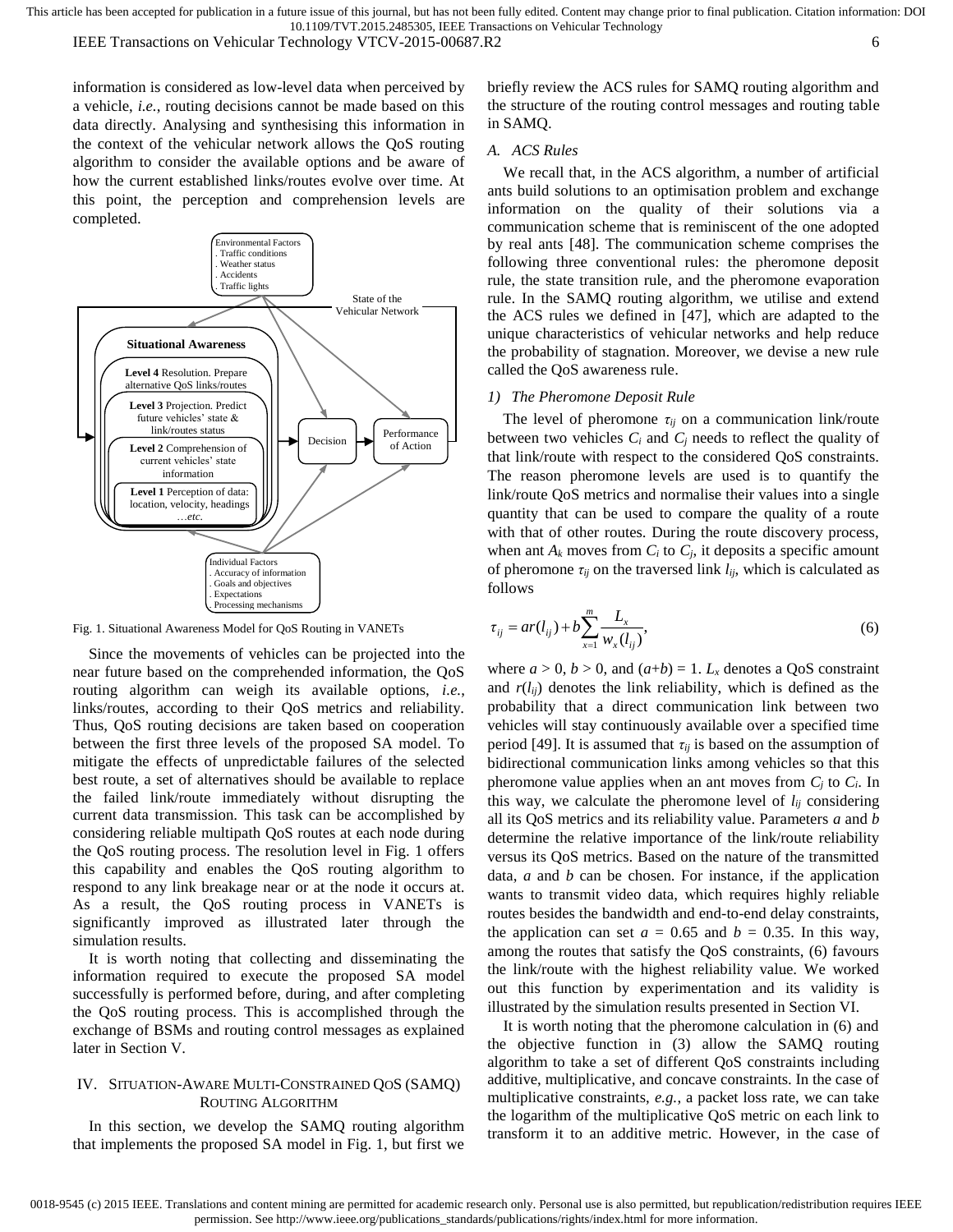information is considered as low-level data when perceived by a vehicle, *i.e.*, routing decisions cannot be made based on this data directly. Analysing and synthesising this information in the context of the vehicular network allows the QoS routing algorithm to consider the available options and be aware of how the current established links/routes evolve over time. At this point, the perception and comprehension levels are completed.

Environmental Factors
. Traffic conditions
. Weather status
. Accidents
. Traffic lights

State of the Vehicular Network

Situational Awareness

**Level 4** Resolution. Prepare alternative QoS links/routes

**Level 3** Projection. Predict future vehicles' state & link/routes status

**Level 2** Comprehension of current vehicles' state information

**Level 1** Perception of data: location, velocity, headings …*etc.*

Decision

Performance of Action

Individual Factors
. Accuracy of information
. Goals and objectives
. Expectations
. Processing mechanisms

Fig. 1. Situational Awareness Model for QoS Routing in VANETs

Since the movements of vehicles can be projected into the near future based on the comprehended information, the QoS routing algorithm can weigh its available options, *i.e.*, links/routes, according to their QoS metrics and reliability. Thus, QoS routing decisions are taken based on cooperation between the first three levels of the proposed SA model. To mitigate the effects of unpredictable failures of the selected best route, a set of alternatives should be available to replace the failed link/route immediately without disrupting the current data transmission. This task can be accomplished by considering reliable multipath QoS routes at each node during the QoS routing process. The resolution level in Fig. 1 offers this capability and enables the QoS routing algorithm to respond to any link breakage near or at the node it occurs at. As a result, the QoS routing process in VANETs is significantly improved as illustrated later through the simulation results.

It is worth noting that collecting and disseminating the information required to execute the proposed SA model successfully is performed before, during, and after completing the QoS routing process. This is accomplished through the exchange of BSMs and routing control messages as explained later in Section V.

## IV. Situation-Aware Multi-Constrained QoS (SAMQ) Routing Algorithm

In this section, we develop the SAMQ routing algorithm that implements the proposed SA model in Fig. 1, but first we briefly review the ACS rules for SAMQ routing algorithm and the structure of the routing control messages and routing table in SAMQ.

### A. ACS Rules

We recall that, in the ACS algorithm, a number of artificial ants build solutions to an optimisation problem and exchange information on the quality of their solutions via a communication scheme that is reminiscent of the one adopted by real ants [48]. The communication scheme comprises the following three conventional rules: the pheromone deposit rule, the state transition rule, and the pheromone evaporation rule. In the SAMQ routing algorithm, we utilise and extend the ACS rules we defined in [47], which are adapted to the unique characteristics of vehicular networks and help reduce the probability of stagnation. Moreover, we devise a new rule called the QoS awareness rule.

#### 1) The Pheromone Deposit Rule

The level of pheromone $\tau_{ij}$ on a communication link/route between two vehicles $C_i$ and $C_j$ needs to reflect the quality of that link/route with respect to the considered QoS constraints. The reason pheromone levels are used is to quantify the link/route QoS metrics and normalise their values into a single quantity that can be used to compare the quality of a route with that of other routes. During the route discovery process, when ant $A_k$ moves from $C_i$ to $C_j$, it deposits a specific amount of pheromone $\tau_{ij}$ on the traversed link $l_{ij}$, which is calculated as follows

$$\tau_{ij} = ar(l_{ij}) + b\sum_{x=1}^{m}\frac{L_x}{w_x(l_{ij})}, \tag{6}$$

where $a > 0$, $b > 0$, and $(a+b) = 1$. $L_x$ denotes a QoS constraint and $r(l_{ij})$ denotes the link reliability, which is defined as the probability that a direct communication link between two vehicles will stay continuously available over a specified time period [49]. It is assumed that $\tau_{ij}$ is based on the assumption of bidirectional communication links among vehicles so that this pheromone value applies when an ant moves from $C_j$ to $C_i$. In this way, we calculate the pheromone level of $l_{ij}$ considering all its QoS metrics and its reliability value. Parameters $a$ and $b$ determine the relative importance of the link/route reliability versus its QoS metrics. Based on the nature of the transmitted data, $a$ and $b$ can be chosen. For instance, if the application wants to transmit video data, which requires highly reliable routes besides the bandwidth and end-to-end delay constraints, the application can set $a = 0.65$ and $b = 0.35$. In this way, among the routes that satisfy the QoS constraints, (6) favours the link/route with the highest reliability value. We worked out this function by experimentation and its validity is illustrated by the simulation results presented in Section VI.

It is worth noting that the pheromone calculation in (6) and the objective function in (3) allow the SAMQ routing algorithm to take a set of different QoS constraints including additive, multiplicative, and concave constraints. In the case of multiplicative constraints, *e.g.*, a packet loss rate, we can take the logarithm of the multiplicative QoS metric on each link to transform it to an additive metric. However, in the case of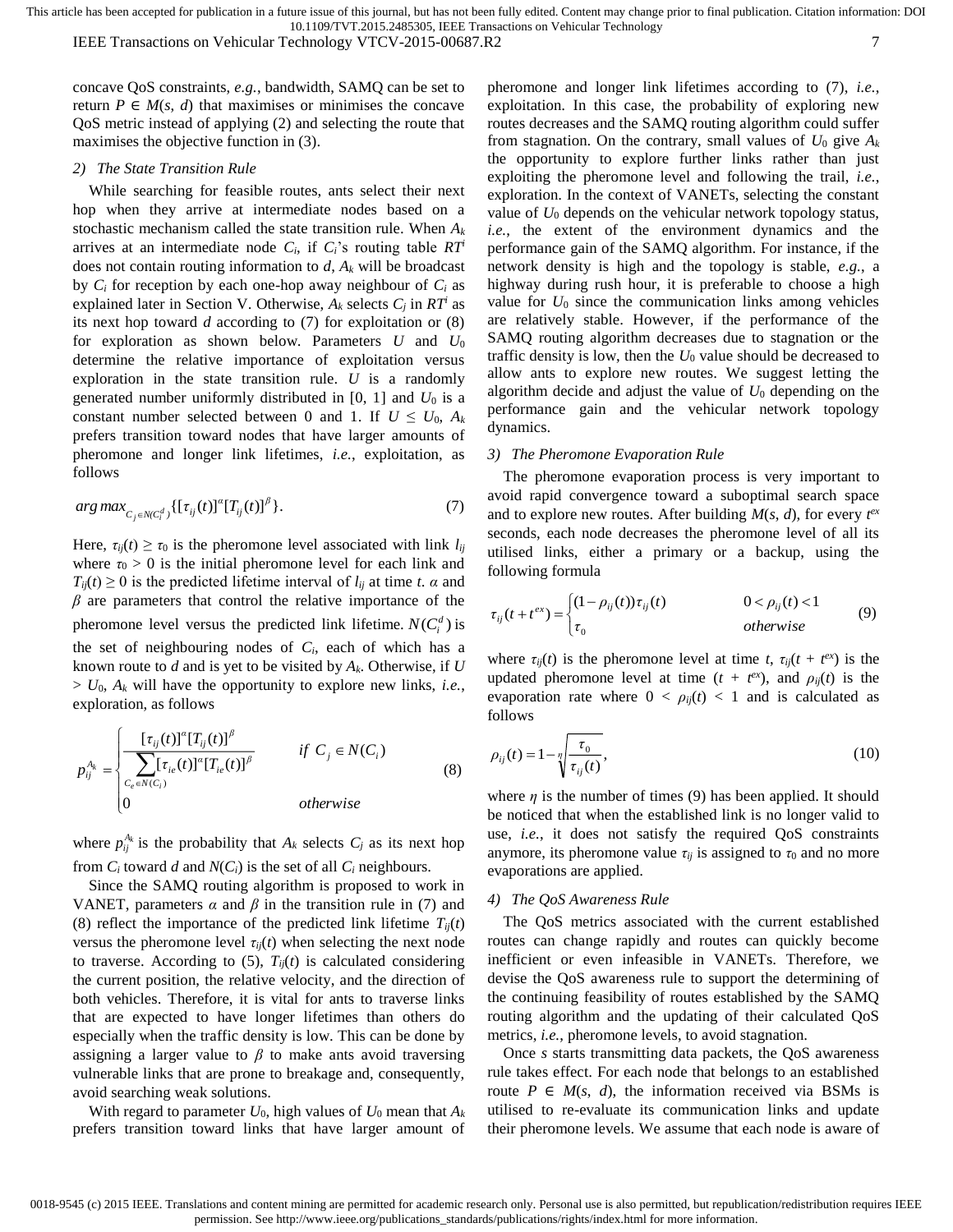concave QoS constraints, *e.g.*, bandwidth, SAMQ can be set to return $P \in M(s, d)$ that maximises or minimises the concave QoS metric instead of applying (2) and selecting the route that maximises the objective function in (3).

### 2) The State Transition Rule

While searching for feasible routes, ants select their next hop when they arrive at intermediate nodes based on a stochastic mechanism called the state transition rule. When $A_k$ arrives at an intermediate node $C_i$, if $C_i$'s routing table $RT^i$ does not contain routing information to $d$, $A_k$ will be broadcast by $C_i$ for reception by each one-hop away neighbour of $C_i$ as explained later in Section V. Otherwise, $A_k$ selects $C_j$ in $RT^i$ as its next hop toward $d$ according to (7) for exploitation or (8) for exploration as shown below. Parameters $U$ and $U_0$ determine the relative importance of exploitation versus exploration in the state transition rule. $U$ is a randomly generated number uniformly distributed in [0, 1] and $U_0$ is a constant number selected between 0 and 1. If $U \leq U_0$, $A_k$ prefers transition toward nodes that have larger amounts of pheromone and longer link lifetimes, *i.e.*, exploitation, as follows

$$\arg\max_{C_j \in N(C_i^d)} \{[\tau_{ij}(t)]^{\alpha}[T_{ij}(t)]^{\beta}\}. \tag{7}$$

Here, $\tau_{ij}(t) \geq \tau_0$ is the pheromone level associated with link $l_{ij}$ where $\tau_0 > 0$ is the initial pheromone level for each link and $T_{ij}(t) \geq 0$ is the predicted lifetime interval of $l_{ij}$ at time $t$. $\alpha$ and $\beta$ are parameters that control the relative importance of the pheromone level versus the predicted link lifetime. $N(C_i^d)$ is the set of neighbouring nodes of $C_i$, each of which has a known route to $d$ and is yet to be visited by $A_k$. Otherwise, if $U > U_0$, $A_k$ will have the opportunity to explore new links, *i.e.*, exploration, as follows

$$p_{ij}^{A_k} = \begin{cases} \dfrac{[\tau_{ij}(t)]^{\alpha}[T_{ij}(t)]^{\beta}}{\sum_{C_e \in N(C_i)} [\tau_{ie}(t)]^{\alpha}[T_{ie}(t)]^{\beta}} & \text{if } C_j \in N(C_i) \\ 0 & \text{otherwise} \end{cases} \tag{8}$$

where $p_{ij}^{A_k}$ is the probability that $A_k$ selects $C_j$ as its next hop from $C_i$ toward $d$ and $N(C_i)$ is the set of all $C_i$ neighbours.

Since the SAMQ routing algorithm is proposed to work in VANET, parameters $\alpha$ and $\beta$ in the transition rule in (7) and (8) reflect the importance of the predicted link lifetime $T_{ij}(t)$ versus the pheromone level $\tau_{ij}(t)$ when selecting the next node to traverse. According to (5), $T_{ij}(t)$ is calculated considering the current position, the relative velocity, and the direction of both vehicles. Therefore, it is vital for ants to traverse links that are expected to have longer lifetimes than others do especially when the traffic density is low. This can be done by assigning a larger value to $\beta$ to make ants avoid traversing vulnerable links that are prone to breakage and, consequently, avoid searching weak solutions.

With regard to parameter $U_0$, high values of $U_0$ mean that $A_k$ prefers transition toward links that have larger amount of pheromone and longer link lifetimes according to (7), *i.e.*, exploitation. In this case, the probability of exploring new routes decreases and the SAMQ routing algorithm could suffer from stagnation. On the contrary, small values of $U_0$ give $A_k$ the opportunity to explore further links rather than just exploiting the pheromone level and following the trail, *i.e.*, exploration. In the context of VANETs, selecting the constant value of $U_0$ depends on the vehicular network topology status, *i.e.*, the extent of the environment dynamics and the performance gain of the SAMQ algorithm. For instance, if the network density is high and the topology is stable, *e.g.*, a highway during rush hour, it is preferable to choose a high value for $U_0$ since the communication links among vehicles are relatively stable. However, if the performance of the SAMQ routing algorithm decreases due to stagnation or the traffic density is low, then the $U_0$ value should be decreased to allow ants to explore new routes. We suggest letting the algorithm decide and adjust the value of $U_0$ depending on the performance gain and the vehicular network topology dynamics.

### 3) The Pheromone Evaporation Rule

The pheromone evaporation process is very important to avoid rapid convergence toward a suboptimal search space and to explore new routes. After building $M(s, d)$, for every $t^{ex}$ seconds, each node decreases the pheromone level of all its utilised links, either a primary or a backup, using the following formula

$$\tau_{ij}(t + t^{ex}) = \begin{cases} (1 - \rho_{ij}(t))\tau_{ij}(t) & 0 < \rho_{ij}(t) < 1 \\ \tau_0 & \text{otherwise} \end{cases} \tag{9}$$

where $\tau_{ij}(t)$ is the pheromone level at time $t$, $\tau_{ij}(t + t^{ex})$ is the updated pheromone level at time $(t + t^{ex})$, and $\rho_{ij}(t)$ is the evaporation rate where $0 < \rho_{ij}(t) < 1$ and is calculated as follows

$$\rho_{ij}(t) = 1 - \sqrt[\eta]{\frac{\tau_0}{\tau_{ij}(t)}}, \tag{10}$$

where $\eta$ is the number of times (9) has been applied. It should be noticed that when the established link is no longer valid to use, *i.e.*, it does not satisfy the required QoS constraints anymore, its pheromone value $\tau_{ij}$ is assigned to $\tau_0$ and no more evaporations are applied.

### 4) The QoS Awareness Rule

The QoS metrics associated with the current established routes can change rapidly and routes can quickly become inefficient or even infeasible in VANETs. Therefore, we devise the QoS awareness rule to support the determining of the continuing feasibility of routes established by the SAMQ routing algorithm and the updating of their calculated QoS metrics, *i.e.*, pheromone levels, to avoid stagnation.

Once $s$ starts transmitting data packets, the QoS awareness rule takes effect. For each node that belongs to an established route $P \in M(s, d)$, the information received via BSMs is utilised to re-evaluate its communication links and update their pheromone levels. We assume that each node is aware of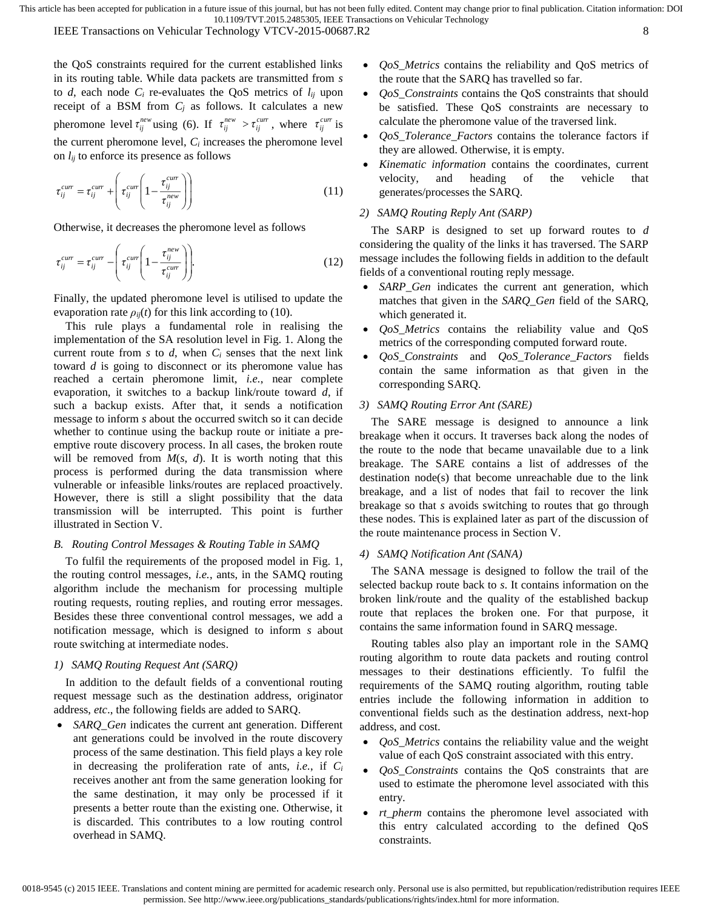the QoS constraints required for the current established links in its routing table. While data packets are transmitted from *s* to *d*, each node $C_i$ re-evaluates the QoS metrics of $l_{ij}$ upon receipt of a BSM from $C_j$ as follows. It calculates a new pheromone level $\tau_{ij}^{new}$ using (6). If $\tau_{ij}^{new} > \tau_{ij}^{curr}$, where $\tau_{ij}^{curr}$ is the current pheromone level, $C_i$ increases the pheromone level on $l_{ij}$ to enforce its presence as follows

$$\tau_{ij}^{curr} = \tau_{ij}^{curr} + \left( \tau_{ij}^{curr} \left( 1 - \frac{\tau_{ij}^{curr}}{\tau_{ij}^{new}} \right) \right) \tag{11}$$

Otherwise, it decreases the pheromone level as follows

$$\tau_{ij}^{curr} = \tau_{ij}^{curr} - \left( \tau_{ij}^{curr} \left( 1 - \frac{\tau_{ij}^{new}}{\tau_{ij}^{curr}} \right) \right). \tag{12}$$

Finally, the updated pheromone level is utilised to update the evaporation rate $\rho_{ij}(t)$ for this link according to (10).

This rule plays a fundamental role in realising the implementation of the SA resolution level in Fig. 1. Along the current route from *s* to *d*, when $C_i$ senses that the next link toward *d* is going to disconnect or its pheromone value has reached a certain pheromone limit, *i.e.*, near complete evaporation, it switches to a backup link/route toward *d*, if such a backup exists. After that, it sends a notification message to inform *s* about the occurred switch so it can decide whether to continue using the backup route or initiate a pre-emptive route discovery process. In all cases, the broken route will be removed from $M(s, d)$. It is worth noting that this process is performed during the data transmission where vulnerable or infeasible links/routes are replaced proactively. However, there is still a slight possibility that the data transmission will be interrupted. This point is further illustrated in Section V.

### *B. Routing Control Messages & Routing Table in SAMQ*

To fulfil the requirements of the proposed model in Fig. 1, the routing control messages, *i.e.*, ants, in the SAMQ routing algorithm include the mechanism for processing multiple routing requests, routing replies, and routing error messages. Besides these three conventional control messages, we add a notification message, which is designed to inform *s* about route switching at intermediate nodes.

#### *1) SAMQ Routing Request Ant (SARQ)*

In addition to the default fields of a conventional routing request message such as the destination address, originator address, *etc*., the following fields are added to SARQ.

- *SARQ_Gen* indicates the current ant generation. Different ant generations could be involved in the route discovery process of the same destination. This field plays a key role in decreasing the proliferation rate of ants, *i.e.*, if $C_i$ receives another ant from the same generation looking for the same destination, it may only be processed if it presents a better route than the existing one. Otherwise, it is discarded. This contributes to a low routing control overhead in SAMQ.
- *QoS_Metrics* contains the reliability and QoS metrics of the route that the SARQ has travelled so far.
- *QoS_Constraints* contains the QoS constraints that should be satisfied. These QoS constraints are necessary to calculate the pheromone value of the traversed link.
- *QoS_Tolerance_Factors* contains the tolerance factors if they are allowed. Otherwise, it is empty.
- *Kinematic information* contains the coordinates, current velocity, and heading of the vehicle that generates/processes the SARQ.

#### *2) SAMQ Routing Reply Ant (SARP)*

The SARP is designed to set up forward routes to *d* considering the quality of the links it has traversed. The SARP message includes the following fields in addition to the default fields of a conventional routing reply message.

- *SARP_Gen* indicates the current ant generation, which matches that given in the *SARQ_Gen* field of the SARQ, which generated it.
- *QoS_Metrics* contains the reliability value and QoS metrics of the corresponding computed forward route.
- *QoS_Constraints* and *QoS_Tolerance_Factors* fields contain the same information as that given in the corresponding SARQ.

#### *3) SAMQ Routing Error Ant (SARE)*

The SARE message is designed to announce a link breakage when it occurs. It traverses back along the nodes of the route to the node that became unavailable due to a link breakage. The SARE contains a list of addresses of the destination node(s) that become unreachable due to the link breakage, and a list of nodes that fail to recover the link breakage so that *s* avoids switching to routes that go through these nodes. This is explained later as part of the discussion of the route maintenance process in Section V.

#### *4) SAMQ Notification Ant (SANA)*

The SANA message is designed to follow the trail of the selected backup route back to *s*. It contains information on the broken link/route and the quality of the established backup route that replaces the broken one. For that purpose, it contains the same information found in SARQ message.

Routing tables also play an important role in the SAMQ routing algorithm to route data packets and routing control messages to their destinations efficiently. To fulfil the requirements of the SAMQ routing algorithm, routing table entries include the following information in addition to conventional fields such as the destination address, next-hop address, and cost.

- *QoS_Metrics* contains the reliability value and the weight value of each QoS constraint associated with this entry.
- *QoS_Constraints* contains the QoS constraints that are used to estimate the pheromone level associated with this entry.
- *rt_pherm* contains the pheromone level associated with this entry calculated according to the defined QoS constraints.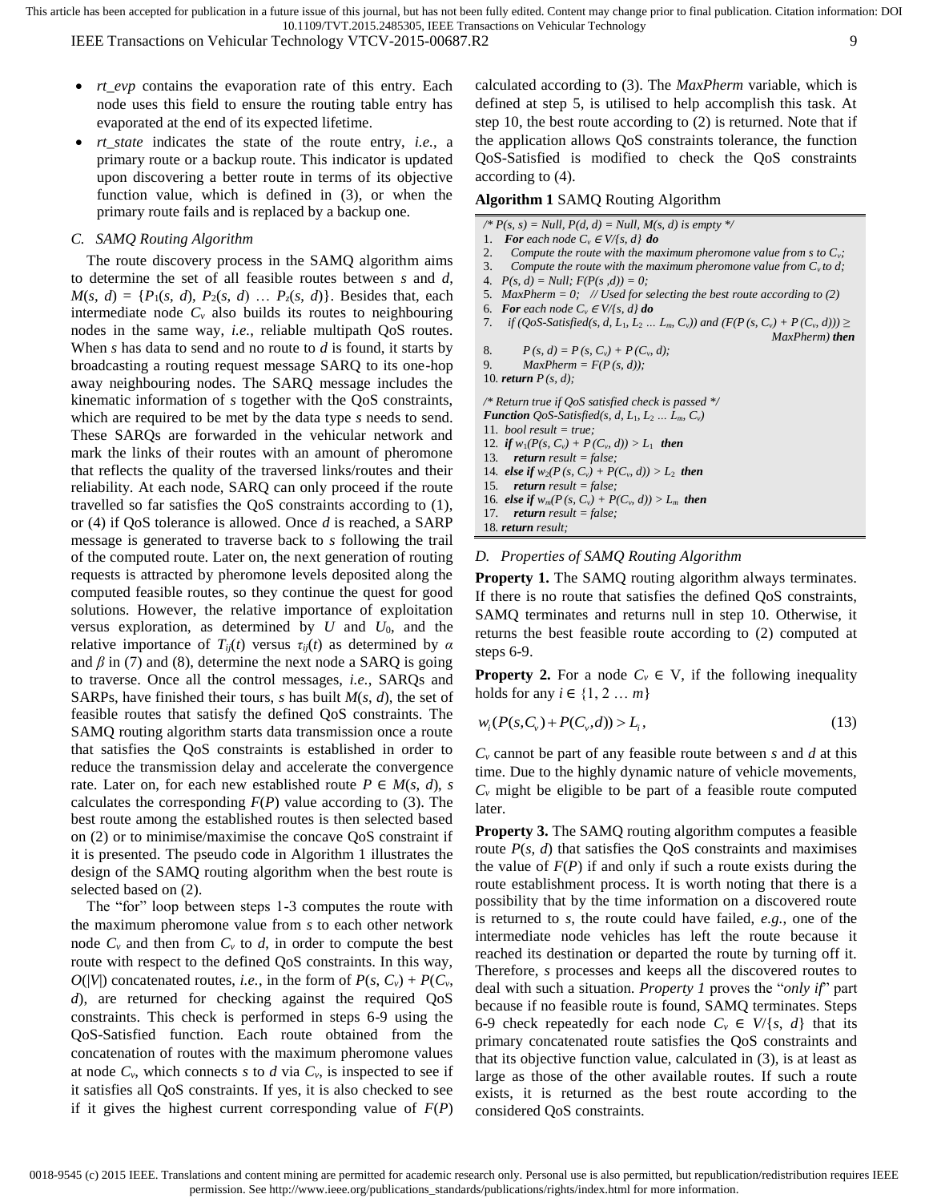- *rt_evp* contains the evaporation rate of this entry. Each node uses this field to ensure the routing table entry has evaporated at the end of its expected lifetime.
- *rt_state* indicates the state of the route entry, *i.e.*, a primary route or a backup route. This indicator is updated upon discovering a better route in terms of its objective function value, which is defined in (3), or when the primary route fails and is replaced by a backup one.

### C. SAMQ Routing Algorithm

The route discovery process in the SAMQ algorithm aims to determine the set of all feasible routes between $s$ and $d$, $M(s, d) = \{P_1(s, d), P_2(s, d) \dots P_z(s, d)\}$. Besides that, each intermediate node $C_v$ also builds its routes to neighbouring nodes in the same way, *i.e.*, reliable multipath QoS routes. When $s$ has data to send and no route to $d$ is found, it starts by broadcasting a routing request message SARQ to its one-hop away neighbouring nodes. The SARQ message includes the kinematic information of $s$ together with the QoS constraints, which are required to be met by the data type $s$ needs to send. These SARQs are forwarded in the vehicular network and mark the links of their routes with an amount of pheromone that reflects the quality of the traversed links/routes and their reliability. At each node, SARQ can only proceed if the route travelled so far satisfies the QoS constraints according to (1), or (4) if QoS tolerance is allowed. Once $d$ is reached, a SARP message is generated to traverse back to $s$ following the trail of the computed route. Later on, the next generation of routing requests is attracted by pheromone levels deposited along the computed feasible routes, so they continue the quest for good solutions. However, the relative importance of exploitation versus exploration, as determined by $U$ and $U_0$, and the relative importance of $T_{ij}(t)$ versus $\tau_{ij}(t)$ as determined by $\alpha$ and $\beta$ in (7) and (8), determine the next node a SARQ is going to traverse. Once all the control messages, *i.e.*, SARQs and SARPs, have finished their tours, $s$ has built $M(s, d)$, the set of feasible routes that satisfy the defined QoS constraints. The SAMQ routing algorithm starts data transmission once a route that satisfies the QoS constraints is established in order to reduce the transmission delay and accelerate the convergence rate. Later on, for each new established route $P \in M(s, d)$, $s$ calculates the corresponding $F(P)$ value according to (3). The best route among the established routes is then selected based on (2) or to minimise/maximise the concave QoS constraint if it is presented. The pseudo code in Algorithm 1 illustrates the design of the SAMQ routing algorithm when the best route is selected based on (2).

The "for" loop between steps 1-3 computes the route with the maximum pheromone value from $s$ to each other network node $C_v$ and then from $C_v$ to $d$, in order to compute the best route with respect to the defined QoS constraints. In this way, $O(|V|)$ concatenated routes, *i.e.*, in the form of $P(s, C_v) + P(C_v, d)$, are returned for checking against the required QoS constraints. This check is performed in steps 6-9 using the QoS-Satisfied function. Each route obtained from the concatenation of routes with the maximum pheromone values at node $C_v$, which connects $s$ to $d$ via $C_v$, is inspected to see if it satisfies all QoS constraints. If yes, it is also checked to see if it gives the highest current corresponding value of $F(P)$ calculated according to (3). The *MaxPherm* variable, which is defined at step 5, is utilised to help accomplish this task. At step 10, the best route according to (2) is returned. Note that if the application allows QoS constraints tolerance, the function QoS-Satisfied is modified to check the QoS constraints according to (4).

**Algorithm 1** SAMQ Routing Algorithm

```
/* P(s, s) = Null, P(d, d) = Null, M(s, d) is empty */
1.  For each node Cv ∈ V/{s, d} do
2.     Compute the route with the maximum pheromone value from s to Cv;
3.     Compute the route with the maximum pheromone value from Cv to d;
4.  P(s, d) = Null; F(P(s ,d)) = 0;
5.  MaxPherm = 0;   // Used for selecting the best route according to (2)
6.  For each node Cv ∈ V/{s, d} do
7.     if (QoS-Satisfied(s, d, L1, L2 … Lm, Cv)) and (F(P (s, Cv) + P (Cv, d))) ≥
                                                              MaxPherm) then
8.        P (s, d) = P (s, Cv) + P (Cv, d);
9.        MaxPherm = F(P (s, d));
10. return P (s, d);

/* Return true if QoS satisfied check is passed */
Function QoS-Satisfied(s, d, L1, L2 … Lm, Cv)
11. bool result = true;
12. if w1(P(s, Cv) + P (Cv, d)) > L1  then
13.    return result = false;
14. else if w2(P (s, Cv) + P(Cv, d)) > L2  then
15.    return result = false;
16. else if wm(P (s, Cv) + P(Cv, d)) > Lm  then
17.    return result = false;
18. return result;
```

### D. Properties of SAMQ Routing Algorithm

**Property 1.** The SAMQ routing algorithm always terminates. If there is no route that satisfies the defined QoS constraints, SAMQ terminates and returns null in step 10. Otherwise, it returns the best feasible route according to (2) computed at steps 6-9.

**Property 2.** For a node $C_v \in$ V, if the following inequality holds for any $i \in \{1, 2 \dots m\}$

$$w_i(P(s,C_v) + P(C_v,d)) > L_i, \tag{13}$$

$C_v$ cannot be part of any feasible route between $s$ and $d$ at this time. Due to the highly dynamic nature of vehicle movements, $C_v$ might be eligible to be part of a feasible route computed later.

**Property 3.** The SAMQ routing algorithm computes a feasible route $P(s, d)$ that satisfies the QoS constraints and maximises the value of $F(P)$ if and only if such a route exists during the route establishment process. It is worth noting that there is a possibility that by the time information on a discovered route is returned to $s$, the route could have failed, *e.g.*, one of the intermediate node vehicles has left the route because it reached its destination or departed the route by turning off it. Therefore, $s$ processes and keeps all the discovered routes to deal with such a situation. *Property 1* proves the "*only if*" part because if no feasible route is found, SAMQ terminates. Steps 6-9 check repeatedly for each node $C_v \in V/\{s, d\}$ that its primary concatenated route satisfies the QoS constraints and that its objective function value, calculated in (3), is at least as large as those of the other available routes. If such a route exists, it is returned as the best route according to the considered QoS constraints.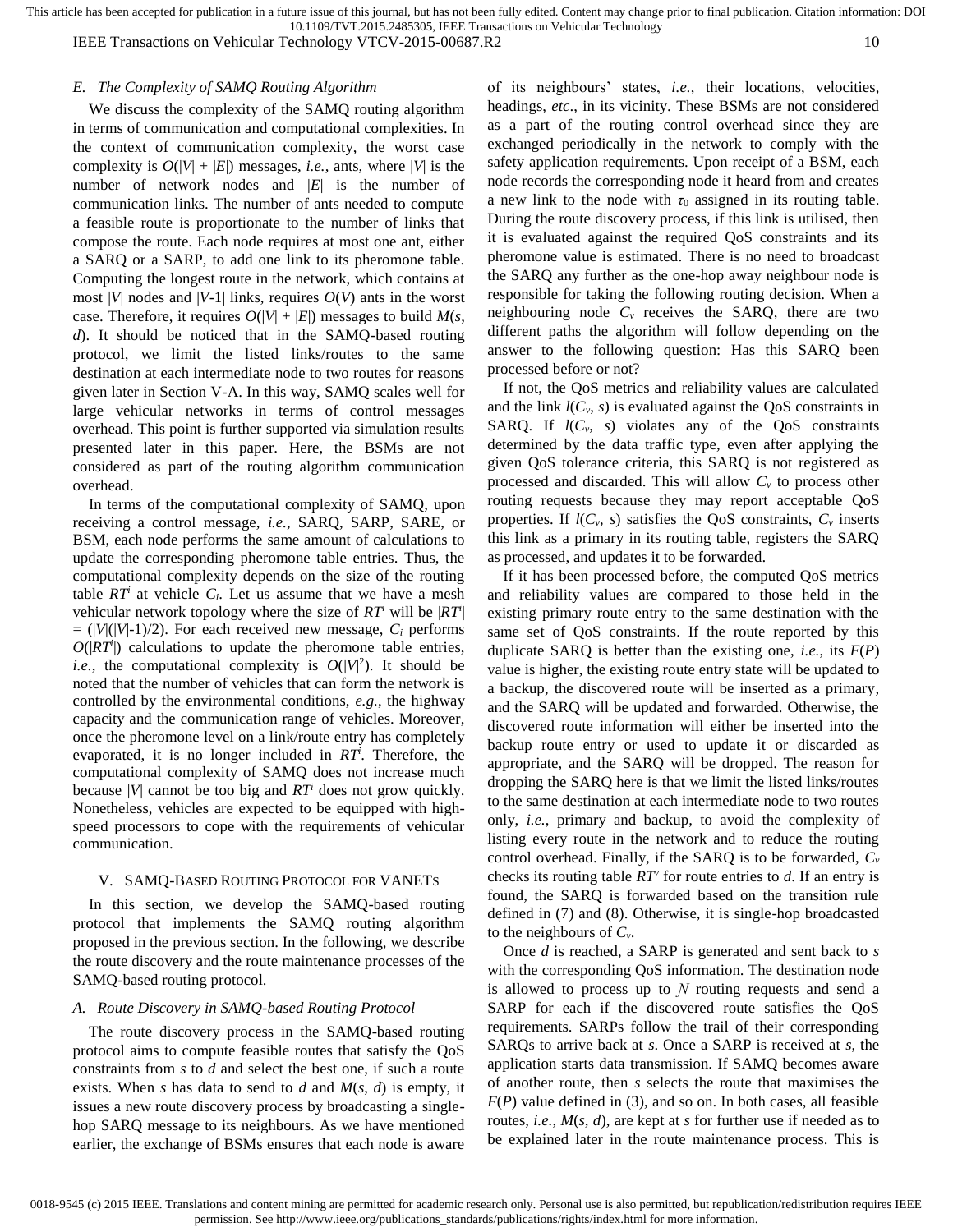### E. The Complexity of SAMQ Routing Algorithm

We discuss the complexity of the SAMQ routing algorithm in terms of communication and computational complexities. In the context of communication complexity, the worst case complexity is $O(|V| + |E|)$ messages, *i.e.*, ants, where $|V|$ is the number of network nodes and $|E|$ is the number of communication links. The number of ants needed to compute a feasible route is proportionate to the number of links that compose the route. Each node requires at most one ant, either a SARQ or a SARP, to add one link to its pheromone table. Computing the longest route in the network, which contains at most $|V|$ nodes and $|V\text{-}1|$ links, requires $O(V)$ ants in the worst case. Therefore, it requires $O(|V| + |E|)$ messages to build $M(s, d)$. It should be noticed that in the SAMQ-based routing protocol, we limit the listed links/routes to the same destination at each intermediate node to two routes for reasons given later in Section V-A. In this way, SAMQ scales well for large vehicular networks in terms of control messages overhead. This point is further supported via simulation results presented later in this paper. Here, the BSMs are not considered as part of the routing algorithm communication overhead.

In terms of the computational complexity of SAMQ, upon receiving a control message, *i.e.*, SARQ, SARP, SARE, or BSM, each node performs the same amount of calculations to update the corresponding pheromone table entries. Thus, the computational complexity depends on the size of the routing table $RT^i$ at vehicle $C_i$. Let us assume that we have a mesh vehicular network topology where the size of $RT^i$ will be $|RT^i| = (|V|(|V|\text{-}1)/2)$. For each received new message, $C_i$ performs $O(|RT^i|)$ calculations to update the pheromone table entries, *i.e.*, the computational complexity is $O(|V|^2)$. It should be noted that the number of vehicles that can form the network is controlled by the environmental conditions, *e.g.*, the highway capacity and the communication range of vehicles. Moreover, once the pheromone level on a link/route entry has completely evaporated, it is no longer included in $RT^i$. Therefore, the computational complexity of SAMQ does not increase much because $|V|$ cannot be too big and $RT^i$ does not grow quickly. Nonetheless, vehicles are expected to be equipped with high-speed processors to cope with the requirements of vehicular communication.

## V. SAMQ-Based Routing Protocol for VANETs

In this section, we develop the SAMQ-based routing protocol that implements the SAMQ routing algorithm proposed in the previous section. In the following, we describe the route discovery and the route maintenance processes of the SAMQ-based routing protocol.

### A. Route Discovery in SAMQ-based Routing Protocol

The route discovery process in the SAMQ-based routing protocol aims to compute feasible routes that satisfy the QoS constraints from $s$ to $d$ and select the best one, if such a route exists. When $s$ has data to send to $d$ and $M(s, d)$ is empty, it issues a new route discovery process by broadcasting a single-hop SARQ message to its neighbours. As we have mentioned earlier, the exchange of BSMs ensures that each node is aware of its neighbours' states, *i.e.*, their locations, velocities, headings, *etc*., in its vicinity. These BSMs are not considered as a part of the routing control overhead since they are exchanged periodically in the network to comply with the safety application requirements. Upon receipt of a BSM, each node records the corresponding node it heard from and creates a new link to the node with $\tau_0$ assigned in its routing table. During the route discovery process, if this link is utilised, then it is evaluated against the required QoS constraints and its pheromone value is estimated. There is no need to broadcast the SARQ any further as the one-hop away neighbour node is responsible for taking the following routing decision. When a neighbouring node $C_v$ receives the SARQ, there are two different paths the algorithm will follow depending on the answer to the following question: Has this SARQ been processed before or not?

If not, the QoS metrics and reliability values are calculated and the link $l(C_v, s)$ is evaluated against the QoS constraints in SARQ. If $l(C_v, s)$ violates any of the QoS constraints determined by the data traffic type, even after applying the given QoS tolerance criteria, this SARQ is not registered as processed and discarded. This will allow $C_v$ to process other routing requests because they may report acceptable QoS properties. If $l(C_v, s)$ satisfies the QoS constraints, $C_v$ inserts this link as a primary in its routing table, registers the SARQ as processed, and updates it to be forwarded.

If it has been processed before, the computed QoS metrics and reliability values are compared to those held in the existing primary route entry to the same destination with the same set of QoS constraints. If the route reported by this duplicate SARQ is better than the existing one, *i.e.*, its $F(P)$ value is higher, the existing route entry state will be updated to a backup, the discovered route will be inserted as a primary, and the SARQ will be updated and forwarded. Otherwise, the discovered route information will either be inserted into the backup route entry or used to update it or discarded as appropriate, and the SARQ will be dropped. The reason for dropping the SARQ here is that we limit the listed links/routes to the same destination at each intermediate node to two routes only, *i.e.*, primary and backup, to avoid the complexity of listing every route in the network and to reduce the routing control overhead. Finally, if the SARQ is to be forwarded, $C_v$ checks its routing table $RT^v$ for route entries to $d$. If an entry is found, the SARQ is forwarded based on the transition rule defined in (7) and (8). Otherwise, it is single-hop broadcasted to the neighbours of $C_v$.

Once $d$ is reached, a SARP is generated and sent back to $s$ with the corresponding QoS information. The destination node is allowed to process up to $\mathcal{N}$ routing requests and send a SARP for each if the discovered route satisfies the QoS requirements. SARPs follow the trail of their corresponding SARQs to arrive back at $s$. Once a SARP is received at $s$, the application starts data transmission. If SAMQ becomes aware of another route, then $s$ selects the route that maximises the $F(P)$ value defined in (3), and so on. In both cases, all feasible routes, *i.e.*, $M(s, d)$, are kept at $s$ for further use if needed as to be explained later in the route maintenance process. This is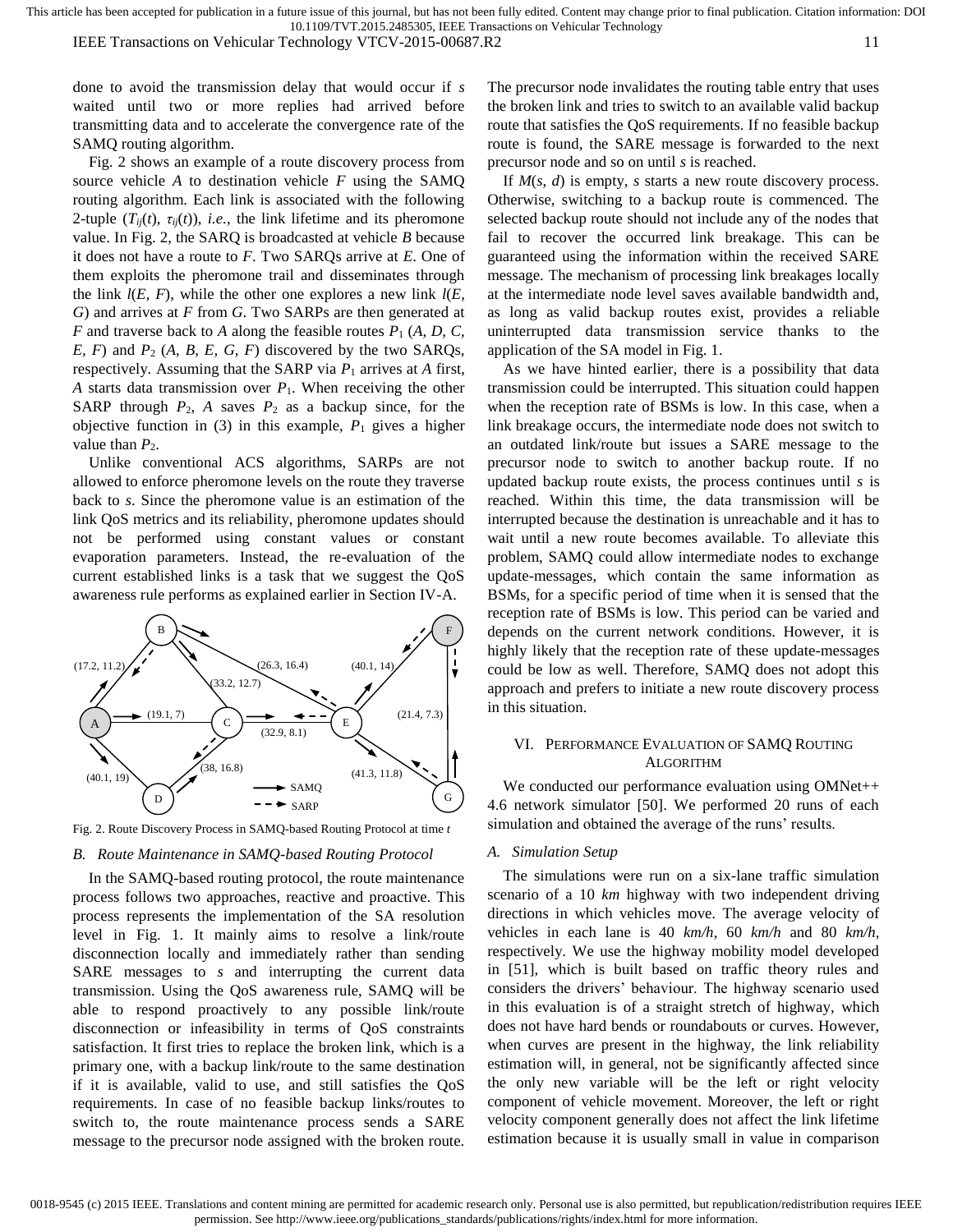done to avoid the transmission delay that would occur if $s$ waited until two or more replies had arrived before transmitting data and to accelerate the convergence rate of the SAMQ routing algorithm.

Fig. 2 shows an example of a route discovery process from source vehicle $A$ to destination vehicle $F$ using the SAMQ routing algorithm. Each link is associated with the following 2-tuple ($T_{ij}(t)$, $\tau_{ij}(t)$), *i.e.*, the link lifetime and its pheromone value. In Fig. 2, the SARQ is broadcasted at vehicle $B$ because it does not have a route to $F$. Two SARQs arrive at $E$. One of them exploits the pheromone trail and disseminates through the link $l(E, F)$, while the other one explores a new link $l(E, G)$ and arrives at $F$ from $G$. Two SARPs are then generated at $F$ and traverse back to $A$ along the feasible routes $P_1$ ($A, D, C, E, F$) and $P_2$ ($A, B, E, G, F$) discovered by the two SARQs, respectively. Assuming that the SARP via $P_1$ arrives at $A$ first, $A$ starts data transmission over $P_1$. When receiving the other SARP through $P_2$, $A$ saves $P_2$ as a backup since, for the objective function in (3) in this example, $P_1$ gives a higher value than $P_2$.

Unlike conventional ACS algorithms, SARPs are not allowed to enforce pheromone levels on the route they traverse back to $s$. Since the pheromone value is an estimation of the link QoS metrics and its reliability, pheromone updates should not be performed using constant values or constant evaporation parameters. Instead, the re-evaluation of the current established links is a task that we suggest the QoS awareness rule performs as explained earlier in Section IV-A.

B
F
(17.2, 11.2)
(26.3, 16.4)
(40.1, 14)
(33.2, 12.7)
A
(19.1, 7)
C
E
(21.4, 7.3)
(32.9, 8.1)
(38, 16.8)
(40.1, 19)
(41.3, 11.8)
SAMQ
D
SARP
G

Fig. 2. Route Discovery Process in SAMQ-based Routing Protocol at time $t$

### B. Route Maintenance in SAMQ-based Routing Protocol

In the SAMQ-based routing protocol, the route maintenance process follows two approaches, reactive and proactive. This process represents the implementation of the SA resolution level in Fig. 1. It mainly aims to resolve a link/route disconnection locally and immediately rather than sending SARE messages to $s$ and interrupting the current data transmission. Using the QoS awareness rule, SAMQ will be able to respond proactively to any possible link/route disconnection or infeasibility in terms of QoS constraints satisfaction. It first tries to replace the broken link, which is a primary one, with a backup link/route to the same destination if it is available, valid to use, and still satisfies the QoS requirements. In case of no feasible backup links/routes to switch to, the route maintenance process sends a SARE message to the precursor node assigned with the broken route. The precursor node invalidates the routing table entry that uses the broken link and tries to switch to an available valid backup route that satisfies the QoS requirements. If no feasible backup route is found, the SARE message is forwarded to the next precursor node and so on until $s$ is reached.

If $M(s, d)$ is empty, $s$ starts a new route discovery process. Otherwise, switching to a backup route is commenced. The selected backup route should not include any of the nodes that fail to recover the occurred link breakage. This can be guaranteed using the information within the received SARE message. The mechanism of processing link breakages locally at the intermediate node level saves available bandwidth and, as long as valid backup routes exist, provides a reliable uninterrupted data transmission service thanks to the application of the SA model in Fig. 1.

As we have hinted earlier, there is a possibility that data transmission could be interrupted. This situation could happen when the reception rate of BSMs is low. In this case, when a link breakage occurs, the intermediate node does not switch to an outdated link/route but issues a SARE message to the precursor node to switch to another backup route. If no updated backup route exists, the process continues until $s$ is reached. Within this time, the data transmission will be interrupted because the destination is unreachable and it has to wait until a new route becomes available. To alleviate this problem, SAMQ could allow intermediate nodes to exchange update-messages, which contain the same information as BSMs, for a specific period of time when it is sensed that the reception rate of BSMs is low. This period can be varied and depends on the current network conditions. However, it is highly likely that the reception rate of these update-messages could be low as well. Therefore, SAMQ does not adopt this approach and prefers to initiate a new route discovery process in this situation.

## VI. Performance Evaluation of SAMQ Routing Algorithm

We conducted our performance evaluation using OMNet++ 4.6 network simulator [50]. We performed 20 runs of each simulation and obtained the average of the runs' results.

### A. Simulation Setup

The simulations were run on a six-lane traffic simulation scenario of a 10 *km* highway with two independent driving directions in which vehicles move. The average velocity of vehicles in each lane is 40 *km/h*, 60 *km/h* and 80 *km/h*, respectively. We use the highway mobility model developed in [51], which is built based on traffic theory rules and considers the drivers' behaviour. The highway scenario used in this evaluation is of a straight stretch of highway, which does not have hard bends or roundabouts or curves. However, when curves are present in the highway, the link reliability estimation will, in general, not be significantly affected since the only new variable will be the left or right velocity component of vehicle movement. Moreover, the left or right velocity component generally does not affect the link lifetime estimation because it is usually small in value in comparison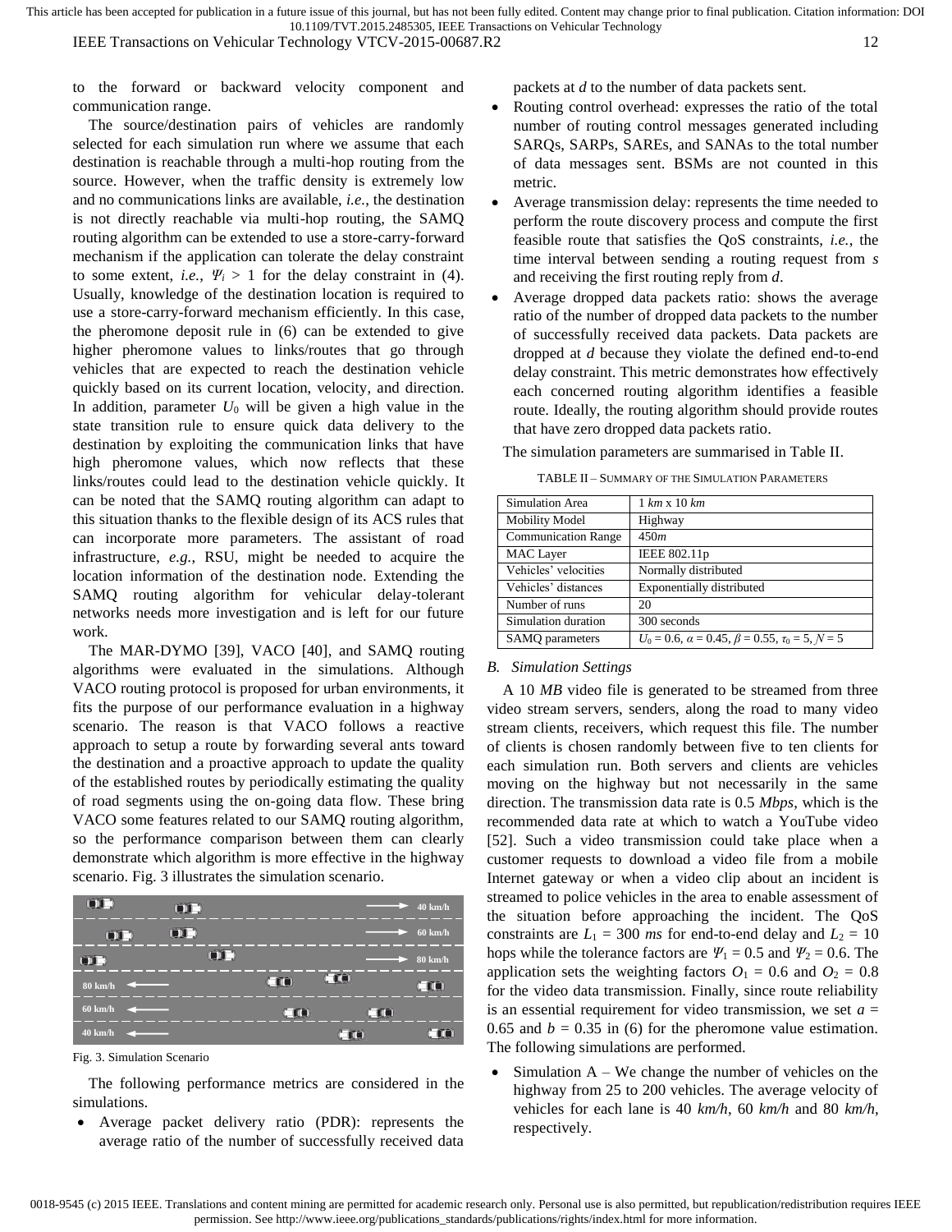to the forward or backward velocity component and communication range.

The source/destination pairs of vehicles are randomly selected for each simulation run where we assume that each destination is reachable through a multi-hop routing from the source. However, when the traffic density is extremely low and no communications links are available, *i.e.*, the destination is not directly reachable via multi-hop routing, the SAMQ routing algorithm can be extended to use a store-carry-forward mechanism if the application can tolerate the delay constraint to some extent, *i.e.*, $\Psi_i > 1$ for the delay constraint in (4). Usually, knowledge of the destination location is required to use a store-carry-forward mechanism efficiently. In this case, the pheromone deposit rule in (6) can be extended to give higher pheromone values to links/routes that go through vehicles that are expected to reach the destination vehicle quickly based on its current location, velocity, and direction. In addition, parameter $U_0$ will be given a high value in the state transition rule to ensure quick data delivery to the destination by exploiting the communication links that have high pheromone values, which now reflects that these links/routes could lead to the destination vehicle quickly. It can be noted that the SAMQ routing algorithm can adapt to this situation thanks to the flexible design of its ACS rules that can incorporate more parameters. The assistant of road infrastructure, *e.g.*, RSU, might be needed to acquire the location information of the destination node. Extending the SAMQ routing algorithm for vehicular delay-tolerant networks needs more investigation and is left for our future work.

The MAR-DYMO [39], VACO [40], and SAMQ routing algorithms were evaluated in the simulations. Although VACO routing protocol is proposed for urban environments, it fits the purpose of our performance evaluation in a highway scenario. The reason is that VACO follows a reactive approach to setup a route by forwarding several ants toward the destination and a proactive approach to update the quality of the established routes by periodically estimating the quality of road segments using the on-going data flow. These bring VACO some features related to our SAMQ routing algorithm, so the performance comparison between them can clearly demonstrate which algorithm is more effective in the highway scenario. Fig. 3 illustrates the simulation scenario.

40 km/h
60 km/h
80 km/h
80 km/h
60 km/h
40 km/h

Fig. 3. Simulation Scenario

The following performance metrics are considered in the simulations.

- Average packet delivery ratio (PDR): represents the average ratio of the number of successfully received data packets at *d* to the number of data packets sent.
- Routing control overhead: expresses the ratio of the total number of routing control messages generated including SARQs, SARPs, SAREs, and SANAs to the total number of data messages sent. BSMs are not counted in this metric.
- Average transmission delay: represents the time needed to perform the route discovery process and compute the first feasible route that satisfies the QoS constraints, *i.e.*, the time interval between sending a routing request from *s* and receiving the first routing reply from *d*.
- Average dropped data packets ratio: shows the average ratio of the number of dropped data packets to the number of successfully received data packets. Data packets are dropped at *d* because they violate the defined end-to-end delay constraint. This metric demonstrates how effectively each concerned routing algorithm identifies a feasible route. Ideally, the routing algorithm should provide routes that have zero dropped data packets ratio.

The simulation parameters are summarised in Table II.

TABLE II – SUMMARY OF THE SIMULATION PARAMETERS

| | |
|---|---|
| Simulation Area | 1 *km* x 10 *km* |
| Mobility Model | Highway |
| Communication Range | 450*m* |
| MAC Layer | IEEE 802.11p |
| Vehicles' velocities | Normally distributed |
| Vehicles' distances | Exponentially distributed |
| Number of runs | 20 |
| Simulation duration | 300 seconds |
| SAMQ parameters | $U_0 = 0.6$, $\alpha = 0.45$, $\beta = 0.55$, $\tau_0 = 5$, $N = 5$ |

## B. Simulation Settings

A 10 *MB* video file is generated to be streamed from three video stream servers, senders, along the road to many video stream clients, receivers, which request this file. The number of clients is chosen randomly between five to ten clients for each simulation run. Both servers and clients are vehicles moving on the highway but not necessarily in the same direction. The transmission data rate is 0.5 *Mbps*, which is the recommended data rate at which to watch a YouTube video [52]. Such a video transmission could take place when a customer requests to download a video file from a mobile Internet gateway or when a video clip about an incident is streamed to police vehicles in the area to enable assessment of the situation before approaching the incident. The QoS constraints are $L_1 = 300$ *ms* for end-to-end delay and $L_2 = 10$ hops while the tolerance factors are $\Psi_1 = 0.5$ and $\Psi_2 = 0.6$. The application sets the weighting factors $O_1 = 0.6$ and $O_2 = 0.8$ for the video data transmission. Finally, since route reliability is an essential requirement for video transmission, we set $a = 0.65$ and $b = 0.35$ in (6) for the pheromone value estimation. The following simulations are performed.

- Simulation A – We change the number of vehicles on the highway from 25 to 200 vehicles. The average velocity of vehicles for each lane is 40 *km/h*, 60 *km/h* and 80 *km/h*, respectively.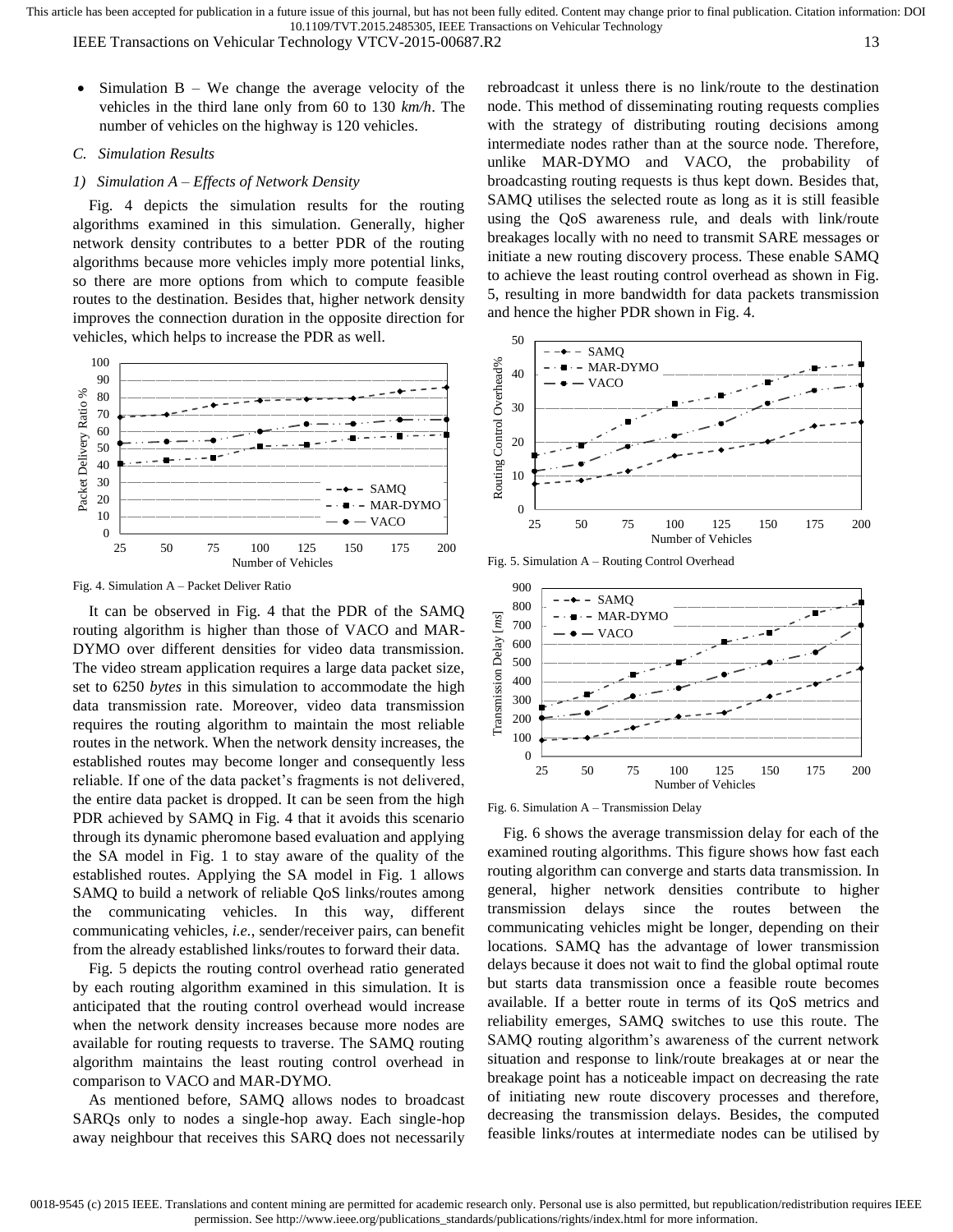- Simulation B – We change the average velocity of the vehicles in the third lane only from 60 to 130 *km/h*. The number of vehicles on the highway is 120 vehicles.

### C. Simulation Results

#### 1) Simulation A – Effects of Network Density

Fig. 4 depicts the simulation results for the routing algorithms examined in this simulation. Generally, higher network density contributes to a better PDR of the routing algorithms because more vehicles imply more potential links, so there are more options from which to compute feasible routes to the destination. Besides that, higher network density improves the connection duration in the opposite direction for vehicles, which helps to increase the PDR as well.

Packet Delivery Ratio %
100
90
80
70
60
50
40
30
20
10
0
25 50 75 100 125 150 175 200
Number of Vehicles
SAMQ
MAR-DYMO
VACO

Fig. 4. Simulation A – Packet Deliver Ratio

It can be observed in Fig. 4 that the PDR of the SAMQ routing algorithm is higher than those of VACO and MAR-DYMO over different densities for video data transmission. The video stream application requires a large data packet size, set to 6250 *bytes* in this simulation to accommodate the high data transmission rate. Moreover, video data transmission requires the routing algorithm to maintain the most reliable routes in the network. When the network density increases, the established routes may become longer and consequently less reliable. If one of the data packet's fragments is not delivered, the entire data packet is dropped. It can be seen from the high PDR achieved by SAMQ in Fig. 4 that it avoids this scenario through its dynamic pheromone based evaluation and applying the SA model in Fig. 1 to stay aware of the quality of the established routes. Applying the SA model in Fig. 1 allows SAMQ to build a network of reliable QoS links/routes among the communicating vehicles. In this way, different communicating vehicles, *i.e.*, sender/receiver pairs, can benefit from the already established links/routes to forward their data.

Fig. 5 depicts the routing control overhead ratio generated by each routing algorithm examined in this simulation. It is anticipated that the routing control overhead would increase when the network density increases because more nodes are available for routing requests to traverse. The SAMQ routing algorithm maintains the least routing control overhead in comparison to VACO and MAR-DYMO.

As mentioned before, SAMQ allows nodes to broadcast SARQs only to nodes a single-hop away. Each single-hop away neighbour that receives this SARQ does not necessarily rebroadcast it unless there is no link/route to the destination node. This method of disseminating routing requests complies with the strategy of distributing routing decisions among intermediate nodes rather than at the source node. Therefore, unlike MAR-DYMO and VACO, the probability of broadcasting routing requests is thus kept down. Besides that, SAMQ utilises the selected route as long as it is still feasible using the QoS awareness rule, and deals with link/route breakages locally with no need to transmit SARE messages or initiate a new routing discovery process. These enable SAMQ to achieve the least routing control overhead as shown in Fig. 5, resulting in more bandwidth for data packets transmission and hence the higher PDR shown in Fig. 4.

Routing Control Overhead%
50
40
30
20
10
0
25 50 75 100 125 150 175 200
Number of Vehicles
SAMQ
MAR-DYMO
VACO

Fig. 5. Simulation A – Routing Control Overhead

Transmission Delay [*ms*]
900
800
700
600
500
400
300
200
100
0
25 50 75 100 125 150 175 200
Number of Vehicles
SAMQ
MAR-DYMO
VACO

Fig. 6. Simulation A – Transmission Delay

Fig. 6 shows the average transmission delay for each of the examined routing algorithms. This figure shows how fast each routing algorithm can converge and starts data transmission. In general, higher network densities contribute to higher transmission delays since the routes between the communicating vehicles might be longer, depending on their locations. SAMQ has the advantage of lower transmission delays because it does not wait to find the global optimal route but starts data transmission once a feasible route becomes available. If a better route in terms of its QoS metrics and reliability emerges, SAMQ switches to use this route. The SAMQ routing algorithm's awareness of the current network situation and response to link/route breakages at or near the breakage point has a noticeable impact on decreasing the rate of initiating new route discovery processes and therefore, decreasing the transmission delays. Besides, the computed feasible links/routes at intermediate nodes can be utilised by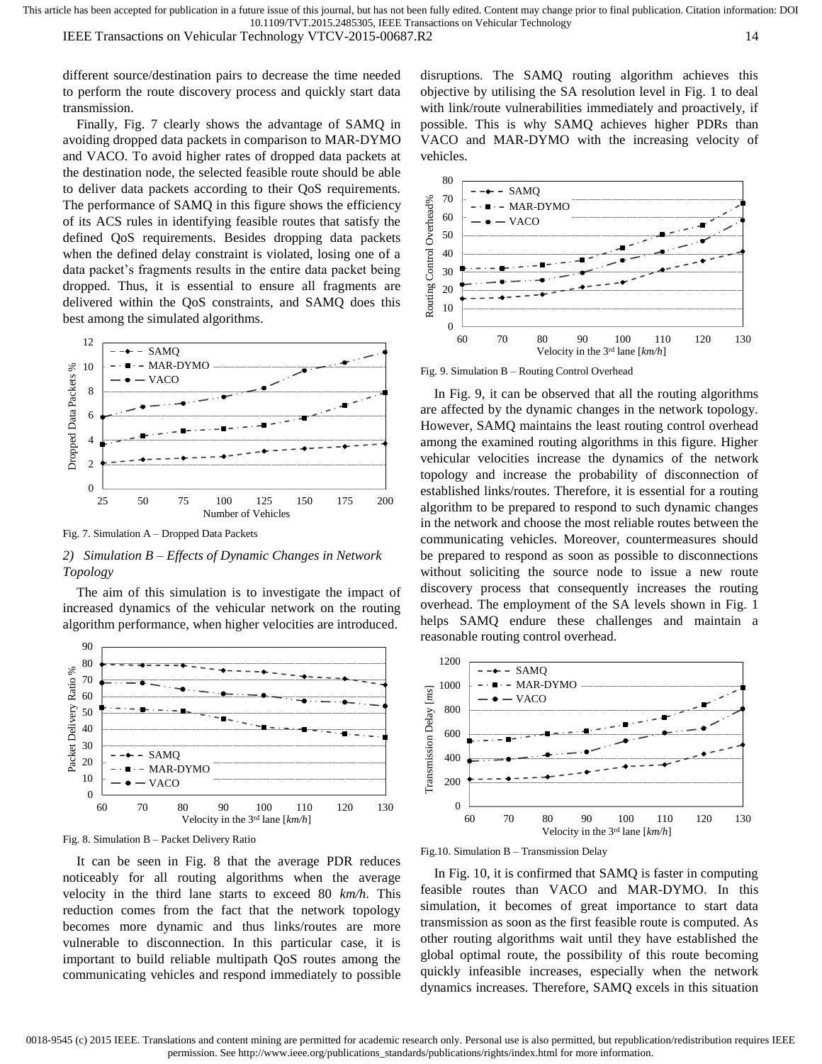different source/destination pairs to decrease the time needed to perform the route discovery process and quickly start data transmission.

Finally, Fig. 7 clearly shows the advantage of SAMQ in avoiding dropped data packets in comparison to MAR-DYMO and VACO. To avoid higher rates of dropped data packets at the destination node, the selected feasible route should be able to deliver data packets according to their QoS requirements. The performance of SAMQ in this figure shows the efficiency of its ACS rules in identifying feasible routes that satisfy the defined QoS requirements. Besides dropping data packets when the defined delay constraint is violated, losing one of a data packet's fragments results in the entire data packet being dropped. Thus, it is essential to ensure all fragments are delivered within the QoS constraints, and SAMQ does this best among the simulated algorithms.

Fig. 7. Simulation A – Dropped Data Packets

### 2) *Simulation B – Effects of Dynamic Changes in Network Topology*

The aim of this simulation is to investigate the impact of increased dynamics of the vehicular network on the routing algorithm performance, when higher velocities are introduced.

Fig. 8. Simulation B – Packet Delivery Ratio

It can be seen in Fig. 8 that the average PDR reduces noticeably for all routing algorithms when the average velocity in the third lane starts to exceed 80 *km/h*. This reduction comes from the fact that the network topology becomes more dynamic and thus links/routes are more vulnerable to disconnection. In this particular case, it is important to build reliable multipath QoS routes among the communicating vehicles and respond immediately to possible disruptions. The SAMQ routing algorithm achieves this objective by utilising the SA resolution level in Fig. 1 to deal with link/route vulnerabilities immediately and proactively, if possible. This is why SAMQ achieves higher PDRs than VACO and MAR-DYMO with the increasing velocity of vehicles.

Fig. 9. Simulation B – Routing Control Overhead

In Fig. 9, it can be observed that all the routing algorithms are affected by the dynamic changes in the network topology. However, SAMQ maintains the least routing control overhead among the examined routing algorithms in this figure. Higher vehicular velocities increase the dynamics of the network topology and increase the probability of disconnection of established links/routes. Therefore, it is essential for a routing algorithm to be prepared to respond to such dynamic changes in the network and choose the most reliable routes between the communicating vehicles. Moreover, countermeasures should be prepared to respond as soon as possible to disconnections without soliciting the source node to issue a new route discovery process that consequently increases the routing overhead. The employment of the SA levels shown in Fig. 1 helps SAMQ endure these challenges and maintain a reasonable routing control overhead.

Fig.10. Simulation B – Transmission Delay

In Fig. 10, it is confirmed that SAMQ is faster in computing feasible routes than VACO and MAR-DYMO. In this simulation, it becomes of great importance to start data transmission as soon as the first feasible route is computed. As other routing algorithms wait until they have established the global optimal route, the possibility of this route becoming quickly infeasible increases, especially when the network dynamics increases. Therefore, SAMQ excels in this situation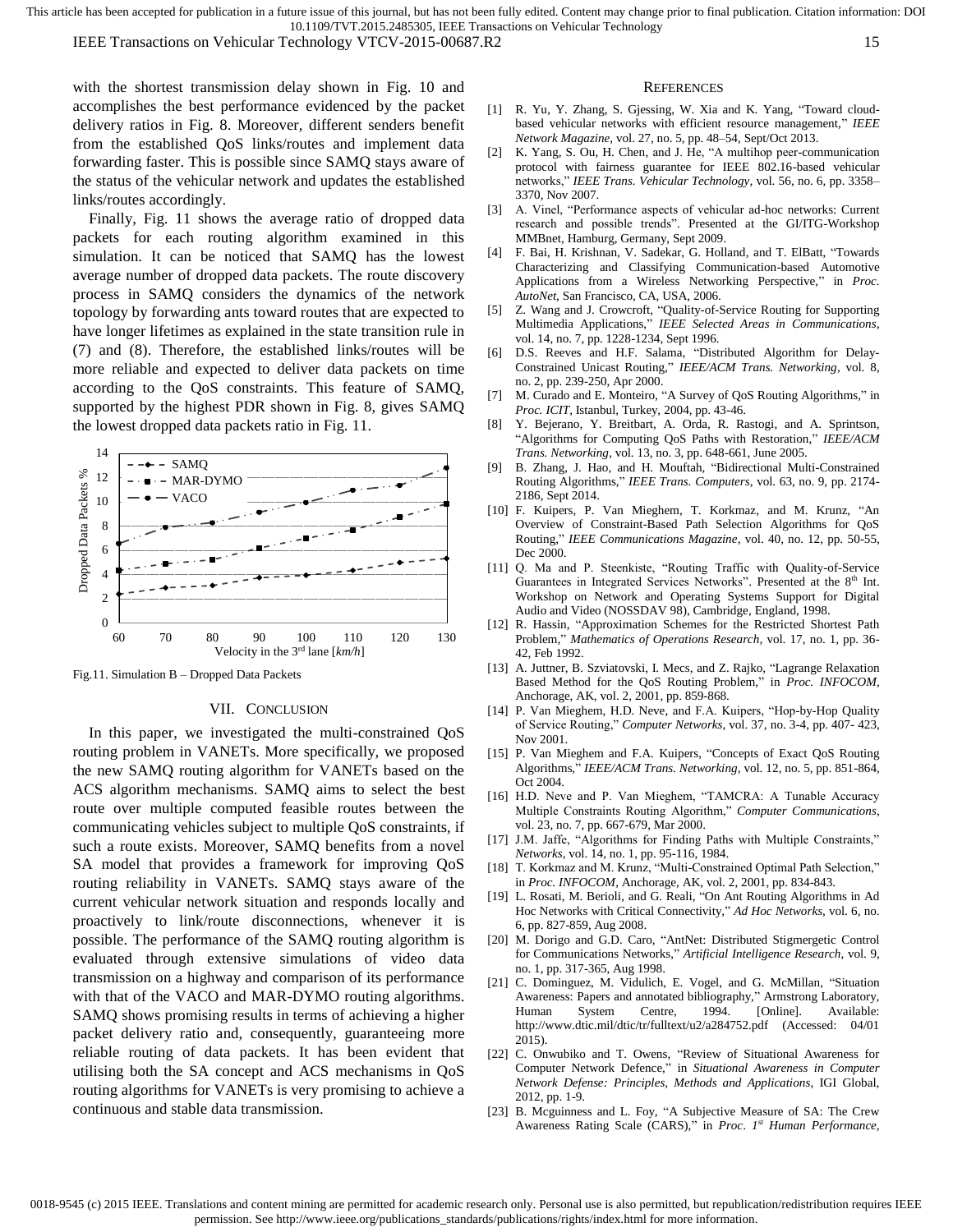with the shortest transmission delay shown in Fig. 10 and accomplishes the best performance evidenced by the packet delivery ratios in Fig. 8. Moreover, different senders benefit from the established QoS links/routes and implement data forwarding faster. This is possible since SAMQ stays aware of the status of the vehicular network and updates the established links/routes accordingly.

Finally, Fig. 11 shows the average ratio of dropped data packets for each routing algorithm examined in this simulation. It can be noticed that SAMQ has the lowest average number of dropped data packets. The route discovery process in SAMQ considers the dynamics of the network topology by forwarding ants toward routes that are expected to have longer lifetimes as explained in the state transition rule in (7) and (8). Therefore, the established links/routes will be more reliable and expected to deliver data packets on time according to the QoS constraints. This feature of SAMQ, supported by the highest PDR shown in Fig. 8, gives SAMQ the lowest dropped data packets ratio in Fig. 11.

SAMQ
MAR-DYMO
VACO

Dropped Data Packets %

0
2
4
6
8
10
12
14

60 70 80 90 100 110 120 130

Velocity in the 3rd lane [*km/h*]

Fig.11. Simulation B – Dropped Data Packets

## VII. Conclusion

In this paper, we investigated the multi-constrained QoS routing problem in VANETs. More specifically, we proposed the new SAMQ routing algorithm for VANETs based on the ACS algorithm mechanisms. SAMQ aims to select the best route over multiple computed feasible routes between the communicating vehicles subject to multiple QoS constraints, if such a route exists. Moreover, SAMQ benefits from a novel SA model that provides a framework for improving QoS routing reliability in VANETs. SAMQ stays aware of the current vehicular network situation and responds locally and proactively to link/route disconnections, whenever it is possible. The performance of the SAMQ routing algorithm is evaluated through extensive simulations of video data transmission on a highway and comparison of its performance with that of the VACO and MAR-DYMO routing algorithms. SAMQ shows promising results in terms of achieving a higher packet delivery ratio and, consequently, guaranteeing more reliable routing of data packets. It has been evident that utilising both the SA concept and ACS mechanisms in QoS routing algorithms for VANETs is very promising to achieve a continuous and stable data transmission.

## References

[1] R. Yu, Y. Zhang, S. Gjessing, W. Xia and K. Yang, "Toward cloud-based vehicular networks with efficient resource management," *IEEE Network Magazine*, vol. 27, no. 5, pp. 48–54, Sept/Oct 2013.

[2] K. Yang, S. Ou, H. Chen, and J. He, "A multihop peer-communication protocol with fairness guarantee for IEEE 802.16-based vehicular networks," *IEEE Trans. Vehicular Technology*, vol. 56, no. 6, pp. 3358–3370, Nov 2007.

[3] A. Vinel, "Performance aspects of vehicular ad-hoc networks: Current research and possible trends". Presented at the GI/ITG-Workshop MMBnet, Hamburg, Germany, Sept 2009.

[4] F. Bai, H. Krishnan, V. Sadekar, G. Holland, and T. ElBatt, "Towards Characterizing and Classifying Communication-based Automotive Applications from a Wireless Networking Perspective," in *Proc. AutoNet*, San Francisco, CA, USA, 2006.

[5] Z. Wang and J. Crowcroft, "Quality-of-Service Routing for Supporting Multimedia Applications," *IEEE Selected Areas in Communications*, vol. 14, no. 7, pp. 1228-1234, Sept 1996.

[6] D.S. Reeves and H.F. Salama, "Distributed Algorithm for Delay-Constrained Unicast Routing," *IEEE/ACM Trans. Networking*, vol. 8, no. 2, pp. 239-250, Apr 2000.

[7] M. Curado and E. Monteiro, "A Survey of QoS Routing Algorithms," in *Proc. ICIT*, Istanbul, Turkey, 2004, pp. 43-46.

[8] Y. Bejerano, Y. Breitbart, A. Orda, R. Rastogi, and A. Sprintson, "Algorithms for Computing QoS Paths with Restoration," *IEEE/ACM Trans. Networking*, vol. 13, no. 3, pp. 648-661, June 2005.

[9] B. Zhang, J. Hao, and H. Mouftah, "Bidirectional Multi-Constrained Routing Algorithms," *IEEE Trans. Computers*, vol. 63, no. 9, pp. 2174-2186, Sept 2014.

[10] F. Kuipers, P. Van Mieghem, T. Korkmaz, and M. Krunz, "An Overview of Constraint-Based Path Selection Algorithms for QoS Routing," *IEEE Communications Magazine*, vol. 40, no. 12, pp. 50-55, Dec 2000.

[11] Q. Ma and P. Steenkiste, "Routing Traffic with Quality-of-Service Guarantees in Integrated Services Networks". Presented at the 8th Int. Workshop on Network and Operating Systems Support for Digital Audio and Video (NOSSDAV 98), Cambridge, England, 1998.

[12] R. Hassin, "Approximation Schemes for the Restricted Shortest Path Problem," *Mathematics of Operations Research*, vol. 17, no. 1, pp. 36-42, Feb 1992.

[13] A. Juttner, B. Szviatovski, I. Mecs, and Z. Rajko, "Lagrange Relaxation Based Method for the QoS Routing Problem," in *Proc. INFOCOM*, Anchorage, AK, vol. 2, 2001, pp. 859-868.

[14] P. Van Mieghem, H.D. Neve, and F.A. Kuipers, "Hop-by-Hop Quality of Service Routing," *Computer Networks*, vol. 37, no. 3-4, pp. 407- 423, Nov 2001.

[15] P. Van Mieghem and F.A. Kuipers, "Concepts of Exact QoS Routing Algorithms," *IEEE/ACM Trans. Networking*, vol. 12, no. 5, pp. 851-864, Oct 2004.

[16] H.D. Neve and P. Van Mieghem, "TAMCRA: A Tunable Accuracy Multiple Constraints Routing Algorithm," *Computer Communications*, vol. 23, no. 7, pp. 667-679, Mar 2000.

[17] J.M. Jaffe, "Algorithms for Finding Paths with Multiple Constraints," *Networks*, vol. 14, no. 1, pp. 95-116, 1984.

[18] T. Korkmaz and M. Krunz, "Multi-Constrained Optimal Path Selection," in *Proc. INFOCOM*, Anchorage, AK, vol. 2, 2001, pp. 834-843.

[19] L. Rosati, M. Berioli, and G. Reali, "On Ant Routing Algorithms in Ad Hoc Networks with Critical Connectivity," *Ad Hoc Networks*, vol. 6, no. 6, pp. 827-859, Aug 2008.

[20] M. Dorigo and G.D. Caro, "AntNet: Distributed Stigmergetic Control for Communications Networks," *Artificial Intelligence Research*, vol. 9, no. 1, pp. 317-365, Aug 1998.

[21] C. Dominguez, M. Vidulich, E. Vogel, and G. McMillan, "Situation Awareness: Papers and annotated bibliography," Armstrong Laboratory, Human System Centre, 1994. [Online]. Available: http://www.dtic.mil/dtic/tr/fulltext/u2/a284752.pdf (Accessed: 04/01 2015).

[22] C. Onwubiko and T. Owens, "Review of Situational Awareness for Computer Network Defence," in *Situational Awareness in Computer Network Defense: Principles, Methods and Applications*, IGI Global, 2012, pp. 1-9.

[23] B. Mcguinness and L. Foy, "A Subjective Measure of SA: The Crew Awareness Rating Scale (CARS)," in *Proc. 1st Human Performance,*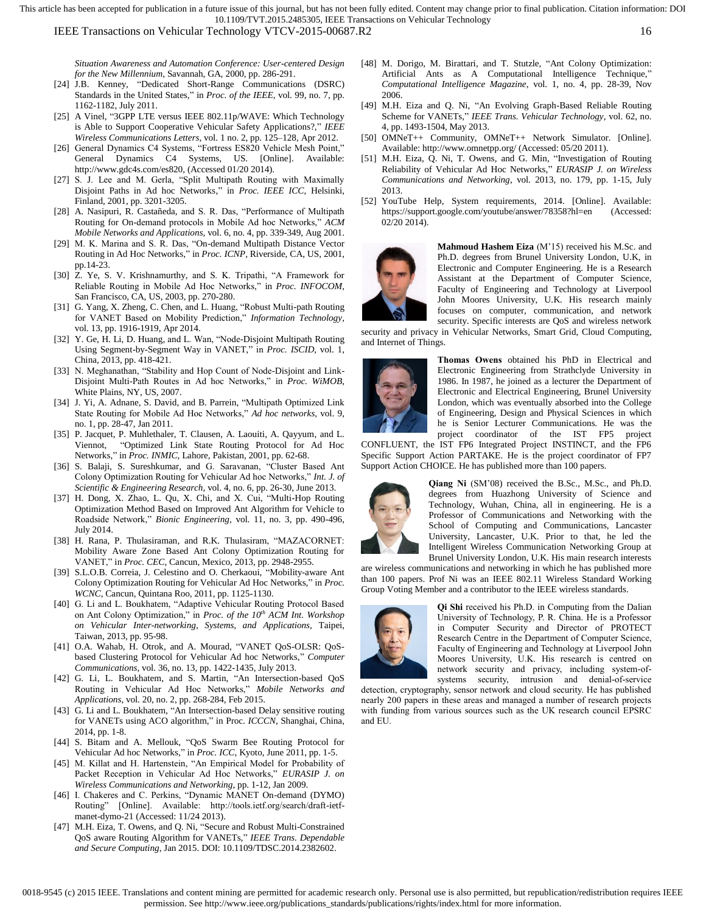*Situation Awareness and Automation Conference: User-centered Design for the New Millennium*, Savannah, GA, 2000, pp. 286-291.

[24] J.B. Kenney, "Dedicated Short-Range Communications (DSRC) Standards in the United States," in *Proc. of the IEEE*, vol. 99, no. 7, pp. 1162-1182, July 2011.

[25] A Vinel, "3GPP LTE versus IEEE 802.11p/WAVE: Which Technology is Able to Support Cooperative Vehicular Safety Applications?," *IEEE Wireless Communications Letters*, vol. 1 no. 2, pp. 125–128, Apr 2012.

[26] General Dynamics C4 Systems, "Fortress ES820 Vehicle Mesh Point," General Dynamics C4 Systems, US. [Online]. Available: http://www.gdc4s.com/es820, (Accessed 01/20 2014).

[27] S. J. Lee and M. Gerla, "Split Multipath Routing with Maximally Disjoint Paths in Ad hoc Networks," in *Proc. IEEE ICC*, Helsinki, Finland, 2001, pp. 3201-3205.

[28] A. Nasipuri, R. Castañeda, and S. R. Das, "Performance of Multipath Routing for On-demand protocols in Mobile Ad hoc Networks," *ACM Mobile Networks and Applications*, vol. 6, no. 4, pp. 339-349, Aug 2001.

[29] M. K. Marina and S. R. Das, "On-demand Multipath Distance Vector Routing in Ad Hoc Networks," in *Proc. ICNP*, Riverside, CA, US, 2001, pp.14-23.

[30] Z. Ye, S. V. Krishnamurthy, and S. K. Tripathi, "A Framework for Reliable Routing in Mobile Ad Hoc Networks," in *Proc. INFOCOM*, San Francisco, CA, US, 2003, pp. 270-280.

[31] G. Yang, X. Zheng, C. Chen, and L. Huang, "Robust Multi-path Routing for VANET Based on Mobility Prediction," *Information Technology*, vol. 13, pp. 1916-1919, Apr 2014.

[32] Y. Ge, H. Li, D. Huang, and L. Wan, "Node-Disjoint Multipath Routing Using Segment-by-Segment Way in VANET," in *Proc. ISCID*, vol. 1, China, 2013, pp. 418-421.

[33] N. Meghanathan, "Stability and Hop Count of Node-Disjoint and Link-Disjoint Multi-Path Routes in Ad hoc Networks," in *Proc. WiMOB*, White Plains, NY, US, 2007.

[34] J. Yi, A. Adnane, S. David, and B. Parrein, "Multipath Optimized Link State Routing for Mobile Ad Hoc Networks," *Ad hoc networks*, vol. 9, no. 1, pp. 28-47, Jan 2011.

[35] P. Jacquet, P. Muhlethaler, T. Clausen, A. Laouiti, A. Qayyum, and L. Viennot, "Optimized Link State Routing Protocol for Ad Hoc Networks," in *Proc. INMIC*, Lahore, Pakistan, 2001, pp. 62-68.

[36] S. Balaji, S. Sureshkumar, and G. Saravanan, "Cluster Based Ant Colony Optimization Routing for Vehicular Ad hoc Networks," *Int. J. of Scientific & Engineering Research*, vol. 4, no. 6, pp. 26-30, June 2013.

[37] H. Dong, X. Zhao, L. Qu, X. Chi, and X. Cui, "Multi-Hop Routing Optimization Method Based on Improved Ant Algorithm for Vehicle to Roadside Network," *Bionic Engineering*, vol. 11, no. 3, pp. 490-496, July 2014.

[38] H. Rana, P. Thulasiraman, and R.K. Thulasiram, "MAZACORNET: Mobility Aware Zone Based Ant Colony Optimization Routing for VANET," in *Proc. CEC*, Cancun, Mexico, 2013, pp. 2948-2955.

[39] S.L.O.B. Correia, J. Celestino and O. Cherkaoui, "Mobility-aware Ant Colony Optimization Routing for Vehicular Ad hoc Networks," in *Proc. WCNC*, Cancun, Quintana Roo, 2011, pp. 1125-1130.

[40] G. Li and L. Boukhatem, "Adaptive Vehicular Routing Protocol Based on Ant Colony Optimization," in *Proc. of the 10th ACM Int. Workshop on Vehicular Inter-networking, Systems, and Applications*, Taipei, Taiwan, 2013, pp. 95-98.

[41] O.A. Wahab, H. Otrok, and A. Mourad, "VANET QoS-OLSR: QoS-based Clustering Protocol for Vehicular Ad hoc Networks," *Computer Communications*, vol. 36, no. 13, pp. 1422-1435, July 2013.

[42] G. Li, L. Boukhatem, and S. Martin, "An Intersection-based QoS Routing in Vehicular Ad Hoc Networks," *Mobile Networks and Applications*, vol. 20, no. 2, pp. 268-284, Feb 2015.

[43] G. Li and L. Boukhatem, "An Intersection-based Delay sensitive routing for VANETs using ACO algorithm," in Proc. *ICCCN*, Shanghai, China, 2014, pp. 1-8.

[44] S. Bitam and A. Mellouk, "QoS Swarm Bee Routing Protocol for Vehicular Ad hoc Networks," in *Proc. ICC*, Kyoto, June 2011, pp. 1-5.

[45] M. Killat and H. Hartenstein, "An Empirical Model for Probability of Packet Reception in Vehicular Ad Hoc Networks," *EURASIP J. on Wireless Communications and Networking*, pp. 1-12, Jan 2009.

[46] I. Chakeres and C. Perkins, "Dynamic MANET On-demand (DYMO) Routing" [Online]. Available: http://tools.ietf.org/search/draft-ietf-manet-dymo-21 (Accessed: 11/24 2013).

[47] M.H. Eiza, T. Owens, and Q. Ni, "Secure and Robust Multi-Constrained QoS aware Routing Algorithm for VANETs," *IEEE Trans. Dependable and Secure Computing*, Jan 2015. DOI: 10.1109/TDSC.2014.2382602.

[48] M. Dorigo, M. Birattari, and T. Stutzle, "Ant Colony Optimization: Artificial Ants as A Computational Intelligence Technique," *Computational Intelligence Magazine*, vol. 1, no. 4, pp. 28-39, Nov 2006.

[49] M.H. Eiza and Q. Ni, "An Evolving Graph-Based Reliable Routing Scheme for VANETs," *IEEE Trans. Vehicular Technology*, vol. 62, no. 4, pp. 1493-1504, May 2013.

[50] OMNeT++ Community, OMNeT++ Network Simulator. [Online]. Available: http://www.omnetpp.org/ (Accessed: 05/20 2011).

[51] M.H. Eiza, Q. Ni, T. Owens, and G. Min, "Investigation of Routing Reliability of Vehicular Ad Hoc Networks," *EURASIP J. on Wireless Communications and Networking*, vol. 2013, no. 179, pp. 1-15, July 2013.

[52] YouTube Help, System requirements, 2014. [Online]. Available: https://support.google.com/youtube/answer/78358?hl=en (Accessed: 02/20 2014).

**Mahmoud Hashem Eiza** (M'15) received his M.Sc. and Ph.D. degrees from Brunel University London, U.K, in Electronic and Computer Engineering. He is a Research Assistant at the Department of Computer Science, Faculty of Engineering and Technology at Liverpool John Moores University, U.K. His research mainly focuses on computer, communication, and network security. Specific interests are QoS and wireless network security and privacy in Vehicular Networks, Smart Grid, Cloud Computing, and Internet of Things.

**Thomas Owens** obtained his PhD in Electrical and Electronic Engineering from Strathclyde University in 1986. In 1987, he joined as a lecturer the Department of Electronic and Electrical Engineering, Brunel University London, which was eventually absorbed into the College of Engineering, Design and Physical Sciences in which he is Senior Lecturer Communications. He was the project coordinator of the IST FP5 project CONFLUENT, the IST FP6 Integrated Project INSTINCT, and the FP6 Specific Support Action PARTAKE. He is the project coordinator of FP7 Support Action CHOICE. He has published more than 100 papers.

**Qiang Ni** (SM'08) received the B.Sc., M.Sc., and Ph.D. degrees from Huazhong University of Science and Technology, Wuhan, China, all in engineering. He is a Professor of Communications and Networking with the School of Computing and Communications, Lancaster University, Lancaster, U.K. Prior to that, he led the Intelligent Wireless Communication Networking Group at Brunel University London, U.K. His main research interests are wireless communications and networking in which he has published more than 100 papers. Prof Ni was an IEEE 802.11 Wireless Standard Working Group Voting Member and a contributor to the IEEE wireless standards.

**Qi Shi** received his Ph.D. in Computing from the Dalian University of Technology, P. R. China. He is a Professor in Computer Security and Director of PROTECT Research Centre in the Department of Computer Science, Faculty of Engineering and Technology at Liverpool John Moores University, U.K. His research is centred on network security and privacy, including system-of-systems security, intrusion and denial-of-service detection, cryptography, sensor network and cloud security. He has published nearly 200 papers in these areas and managed a number of research projects with funding from various sources such as the UK research council EPSRC and EU.